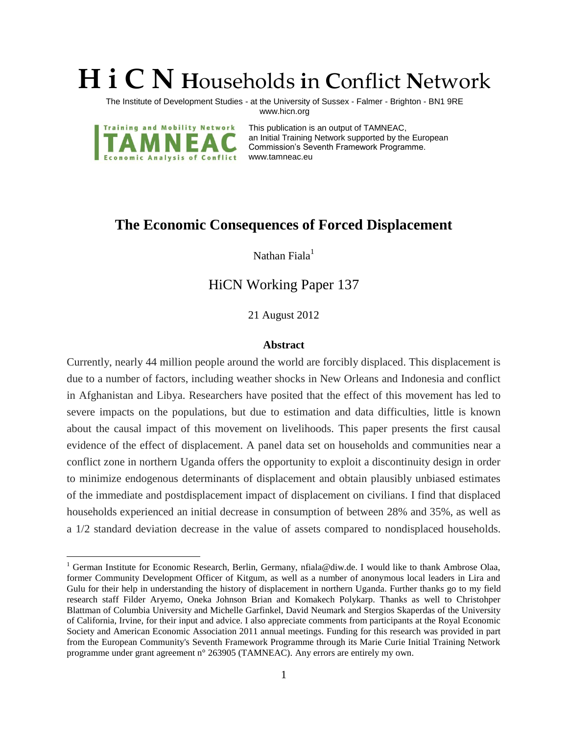# H i C N Households in Conflict Network

The Institute of Development Studies - at the University of Sussex - Falmer - Brighton - BN1 9RE
www.hicn.org

Training and Mobility Network TAMNEAC Economic Analysis of Conflict

This publication is an output of TAMNEAC, an Initial Training Network supported by the European Commission's Seventh Framework Programme.
www.tamneac.eu

## The Economic Consequences of Forced Displacement

Nathan Fiala[1]

HiCN Working Paper 137

21 August 2012

### Abstract

Currently, nearly 44 million people around the world are forcibly displaced. This displacement is due to a number of factors, including weather shocks in New Orleans and Indonesia and conflict in Afghanistan and Libya. Researchers have posited that the effect of this movement has led to severe impacts on the populations, but due to estimation and data difficulties, little is known about the causal impact of this movement on livelihoods. This paper presents the first causal evidence of the effect of displacement. A panel data set on households and communities near a conflict zone in northern Uganda offers the opportunity to exploit a discontinuity design in order to minimize endogenous determinants of displacement and obtain plausibly unbiased estimates of the immediate and postdisplacement impact of displacement on civilians. I find that displaced households experienced an initial decrease in consumption of between 28% and 35%, as well as a 1/2 standard deviation decrease in the value of assets compared to nondisplaced households.

[1] German Institute for Economic Research, Berlin, Germany, nfiala@diw.de. I would like to thank Ambrose Olaa, former Community Development Officer of Kitgum, as well as a number of anonymous local leaders in Lira and Gulu for their help in understanding the history of displacement in northern Uganda. Further thanks go to my field research staff Filder Aryemo, Oneka Johnson Brian and Komakech Polykarp. Thanks as well to Christohper Blattman of Columbia University and Michelle Garfinkel, David Neumark and Stergios Skaperdas of the University of California, Irvine, for their input and advice. I also appreciate comments from participants at the Royal Economic Society and American Economic Association 2011 annual meetings. Funding for this research was provided in part from the European Community's Seventh Framework Programme through its Marie Curie Initial Training Network programme under grant agreement n° 263905 (TAMNEAC). Any errors are entirely my own.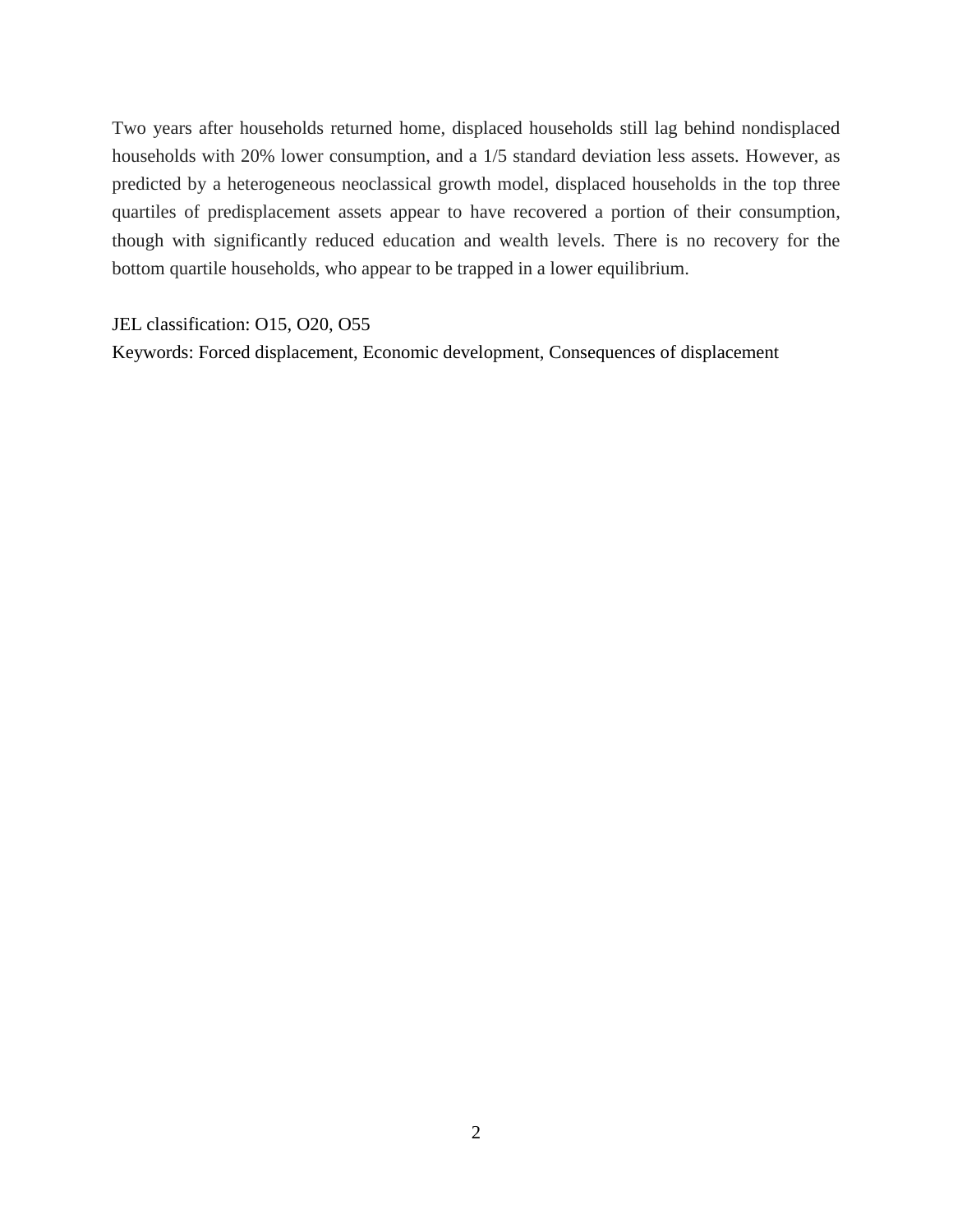Two years after households returned home, displaced households still lag behind nondisplaced households with 20% lower consumption, and a 1/5 standard deviation less assets. However, as predicted by a heterogeneous neoclassical growth model, displaced households in the top three quartiles of predisplacement assets appear to have recovered a portion of their consumption, though with significantly reduced education and wealth levels. There is no recovery for the bottom quartile households, who appear to be trapped in a lower equilibrium.

JEL classification: O15, O20, O55

Keywords: Forced displacement, Economic development, Consequences of displacement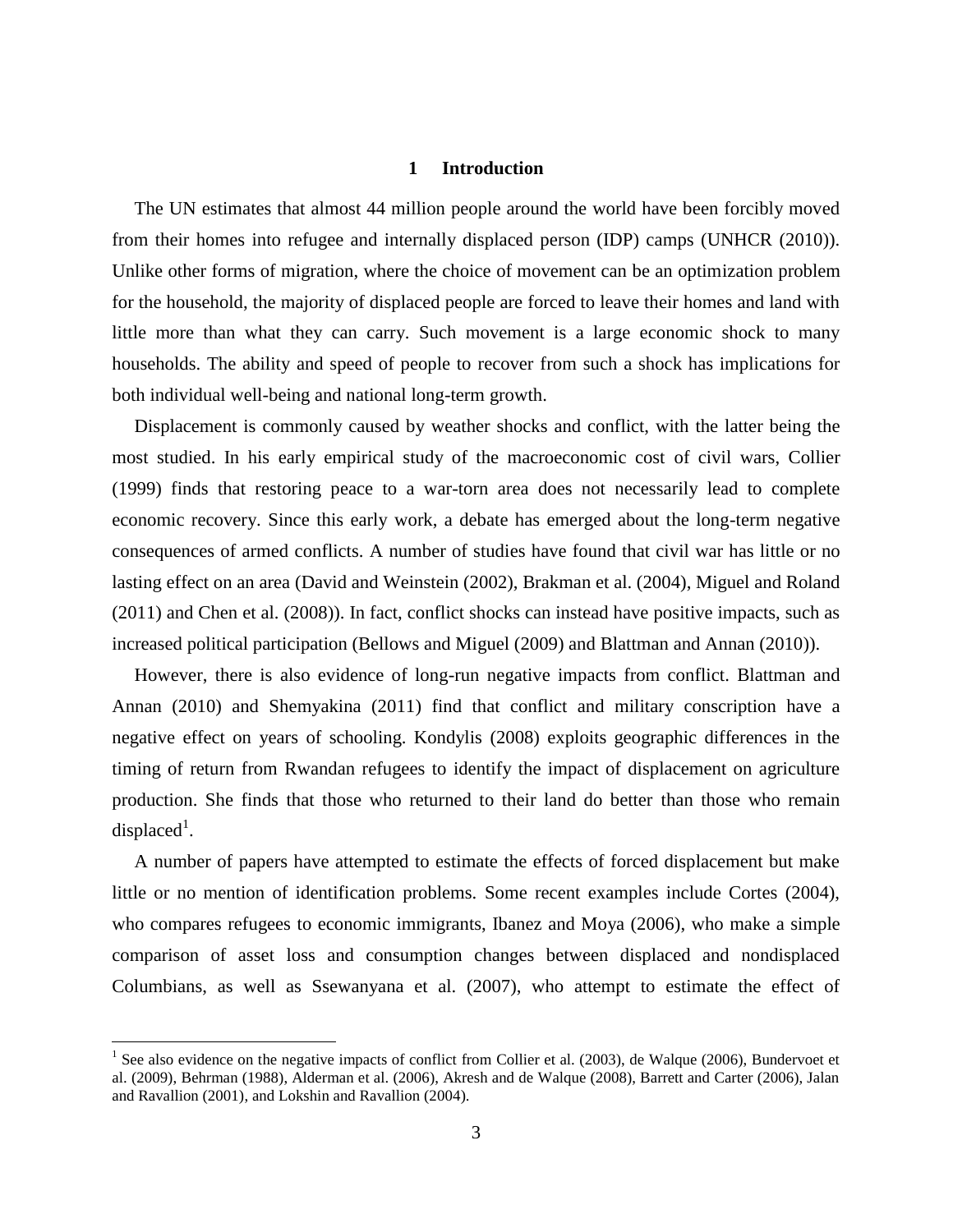# 1 Introduction

The UN estimates that almost 44 million people around the world have been forcibly moved from their homes into refugee and internally displaced person (IDP) camps (UNHCR (2010)). Unlike other forms of migration, where the choice of movement can be an optimization problem for the household, the majority of displaced people are forced to leave their homes and land with little more than what they can carry. Such movement is a large economic shock to many households. The ability and speed of people to recover from such a shock has implications for both individual well-being and national long-term growth.

Displacement is commonly caused by weather shocks and conflict, with the latter being the most studied. In his early empirical study of the macroeconomic cost of civil wars, Collier (1999) finds that restoring peace to a war-torn area does not necessarily lead to complete economic recovery. Since this early work, a debate has emerged about the long-term negative consequences of armed conflicts. A number of studies have found that civil war has little or no lasting effect on an area (David and Weinstein (2002), Brakman et al. (2004), Miguel and Roland (2011) and Chen et al. (2008)). In fact, conflict shocks can instead have positive impacts, such as increased political participation (Bellows and Miguel (2009) and Blattman and Annan (2010)).

However, there is also evidence of long-run negative impacts from conflict. Blattman and Annan (2010) and Shemyakina (2011) find that conflict and military conscription have a negative effect on years of schooling. Kondylis (2008) exploits geographic differences in the timing of return from Rwandan refugees to identify the impact of displacement on agriculture production. She finds that those who returned to their land do better than those who remain displaced[1].

A number of papers have attempted to estimate the effects of forced displacement but make little or no mention of identification problems. Some recent examples include Cortes (2004), who compares refugees to economic immigrants, Ibanez and Moya (2006), who make a simple comparison of asset loss and consumption changes between displaced and nondisplaced Columbians, as well as Ssewanyana et al. (2007), who attempt to estimate the effect of

[1] See also evidence on the negative impacts of conflict from Collier et al. (2003), de Walque (2006), Bundervoet et al. (2009), Behrman (1988), Alderman et al. (2006), Akresh and de Walque (2008), Barrett and Carter (2006), Jalan and Ravallion (2001), and Lokshin and Ravallion (2004).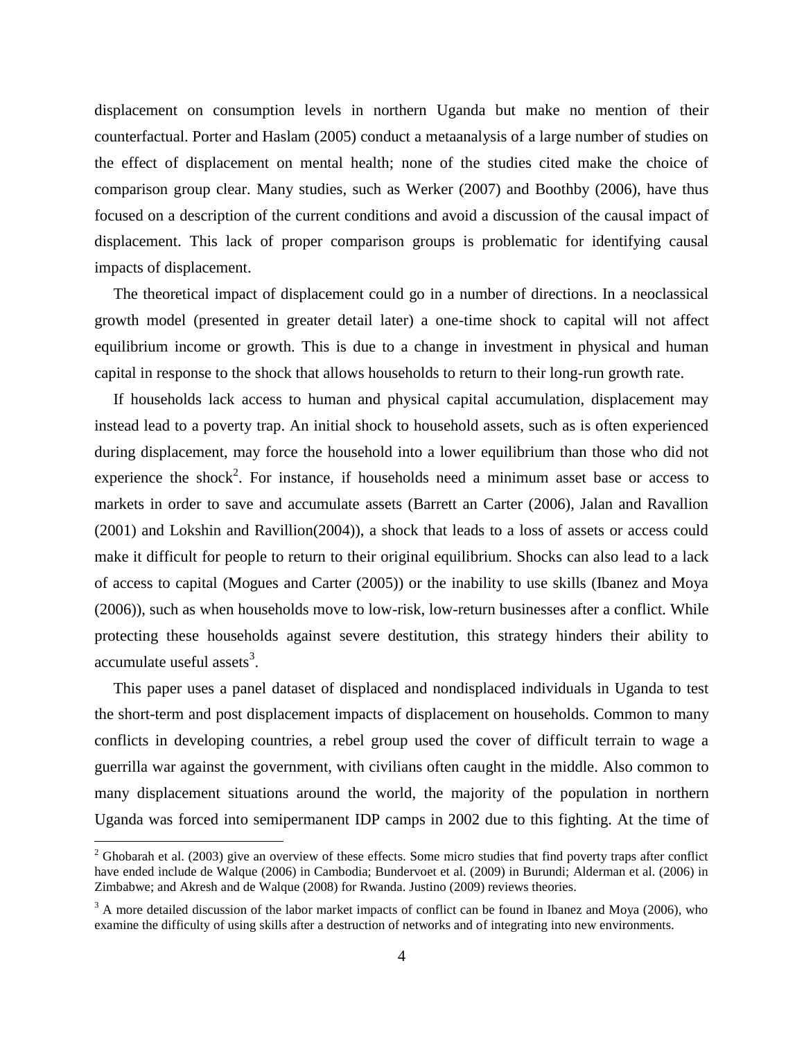displacement on consumption levels in northern Uganda but make no mention of their counterfactual. Porter and Haslam (2005) conduct a metaanalysis of a large number of studies on the effect of displacement on mental health; none of the studies cited make the choice of comparison group clear. Many studies, such as Werker (2007) and Boothby (2006), have thus focused on a description of the current conditions and avoid a discussion of the causal impact of displacement. This lack of proper comparison groups is problematic for identifying causal impacts of displacement.

The theoretical impact of displacement could go in a number of directions. In a neoclassical growth model (presented in greater detail later) a one-time shock to capital will not affect equilibrium income or growth. This is due to a change in investment in physical and human capital in response to the shock that allows households to return to their long-run growth rate.

If households lack access to human and physical capital accumulation, displacement may instead lead to a poverty trap. An initial shock to household assets, such as is often experienced during displacement, may force the household into a lower equilibrium than those who did not experience the shock[2]. For instance, if households need a minimum asset base or access to markets in order to save and accumulate assets (Barrett an Carter (2006), Jalan and Ravallion (2001) and Lokshin and Ravillion(2004)), a shock that leads to a loss of assets or access could make it difficult for people to return to their original equilibrium. Shocks can also lead to a lack of access to capital (Mogues and Carter (2005)) or the inability to use skills (Ibanez and Moya (2006)), such as when households move to low-risk, low-return businesses after a conflict. While protecting these households against severe destitution, this strategy hinders their ability to accumulate useful assets[3].

This paper uses a panel dataset of displaced and nondisplaced individuals in Uganda to test the short-term and post displacement impacts of displacement on households. Common to many conflicts in developing countries, a rebel group used the cover of difficult terrain to wage a guerrilla war against the government, with civilians often caught in the middle. Also common to many displacement situations around the world, the majority of the population in northern Uganda was forced into semipermanent IDP camps in 2002 due to this fighting. At the time of

[2] Ghobarah et al. (2003) give an overview of these effects. Some micro studies that find poverty traps after conflict have ended include de Walque (2006) in Cambodia; Bundervoet et al. (2009) in Burundi; Alderman et al. (2006) in Zimbabwe; and Akresh and de Walque (2008) for Rwanda. Justino (2009) reviews theories.

[3] A more detailed discussion of the labor market impacts of conflict can be found in Ibanez and Moya (2006), who examine the difficulty of using skills after a destruction of networks and of integrating into new environments.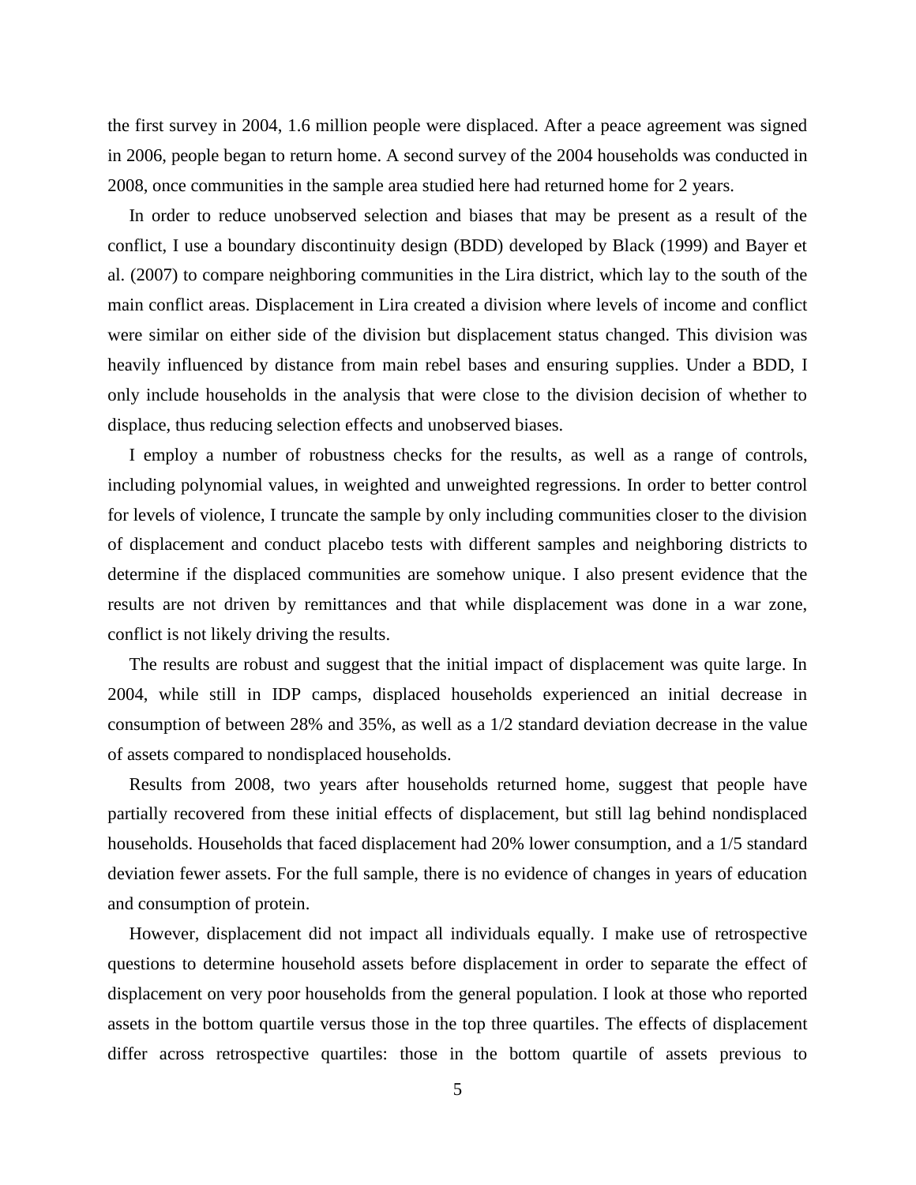the first survey in 2004, 1.6 million people were displaced. After a peace agreement was signed in 2006, people began to return home. A second survey of the 2004 households was conducted in 2008, once communities in the sample area studied here had returned home for 2 years.

In order to reduce unobserved selection and biases that may be present as a result of the conflict, I use a boundary discontinuity design (BDD) developed by Black (1999) and Bayer et al. (2007) to compare neighboring communities in the Lira district, which lay to the south of the main conflict areas. Displacement in Lira created a division where levels of income and conflict were similar on either side of the division but displacement status changed. This division was heavily influenced by distance from main rebel bases and ensuring supplies. Under a BDD, I only include households in the analysis that were close to the division decision of whether to displace, thus reducing selection effects and unobserved biases.

I employ a number of robustness checks for the results, as well as a range of controls, including polynomial values, in weighted and unweighted regressions. In order to better control for levels of violence, I truncate the sample by only including communities closer to the division of displacement and conduct placebo tests with different samples and neighboring districts to determine if the displaced communities are somehow unique. I also present evidence that the results are not driven by remittances and that while displacement was done in a war zone, conflict is not likely driving the results.

The results are robust and suggest that the initial impact of displacement was quite large. In 2004, while still in IDP camps, displaced households experienced an initial decrease in consumption of between 28% and 35%, as well as a 1/2 standard deviation decrease in the value of assets compared to nondisplaced households.

Results from 2008, two years after households returned home, suggest that people have partially recovered from these initial effects of displacement, but still lag behind nondisplaced households. Households that faced displacement had 20% lower consumption, and a 1/5 standard deviation fewer assets. For the full sample, there is no evidence of changes in years of education and consumption of protein.

However, displacement did not impact all individuals equally. I make use of retrospective questions to determine household assets before displacement in order to separate the effect of displacement on very poor households from the general population. I look at those who reported assets in the bottom quartile versus those in the top three quartiles. The effects of displacement differ across retrospective quartiles: those in the bottom quartile of assets previous to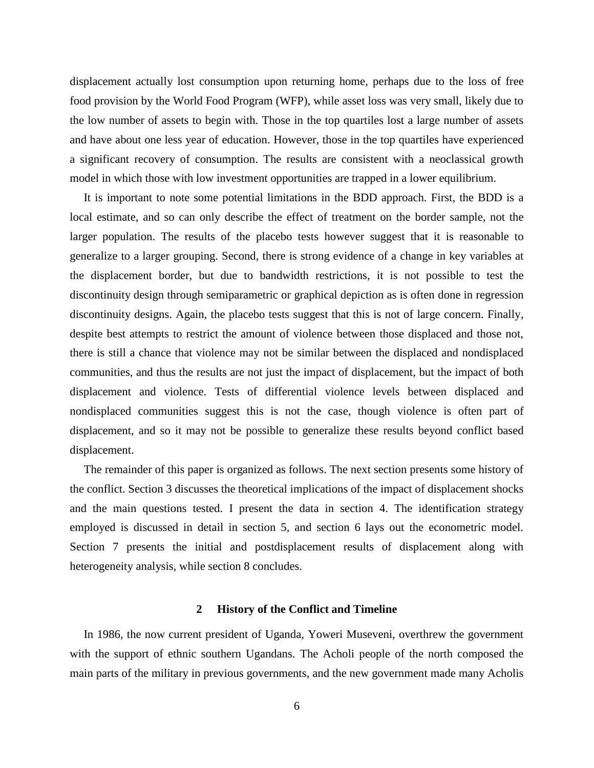displacement actually lost consumption upon returning home, perhaps due to the loss of free food provision by the World Food Program (WFP), while asset loss was very small, likely due to the low number of assets to begin with. Those in the top quartiles lost a large number of assets and have about one less year of education. However, those in the top quartiles have experienced a significant recovery of consumption. The results are consistent with a neoclassical growth model in which those with low investment opportunities are trapped in a lower equilibrium.

It is important to note some potential limitations in the BDD approach. First, the BDD is a local estimate, and so can only describe the effect of treatment on the border sample, not the larger population. The results of the placebo tests however suggest that it is reasonable to generalize to a larger grouping. Second, there is strong evidence of a change in key variables at the displacement border, but due to bandwidth restrictions, it is not possible to test the discontinuity design through semiparametric or graphical depiction as is often done in regression discontinuity designs. Again, the placebo tests suggest that this is not of large concern. Finally, despite best attempts to restrict the amount of violence between those displaced and those not, there is still a chance that violence may not be similar between the displaced and nondisplaced communities, and thus the results are not just the impact of displacement, but the impact of both displacement and violence. Tests of differential violence levels between displaced and nondisplaced communities suggest this is not the case, though violence is often part of displacement, and so it may not be possible to generalize these results beyond conflict based displacement.

The remainder of this paper is organized as follows. The next section presents some history of the conflict. Section 3 discusses the theoretical implications of the impact of displacement shocks and the main questions tested. I present the data in section 4. The identification strategy employed is discussed in detail in section 5, and section 6 lays out the econometric model. Section 7 presents the initial and postdisplacement results of displacement along with heterogeneity analysis, while section 8 concludes.

## 2 History of the Conflict and Timeline

In 1986, the now current president of Uganda, Yoweri Museveni, overthrew the government with the support of ethnic southern Ugandans. The Acholi people of the north composed the main parts of the military in previous governments, and the new government made many Acholis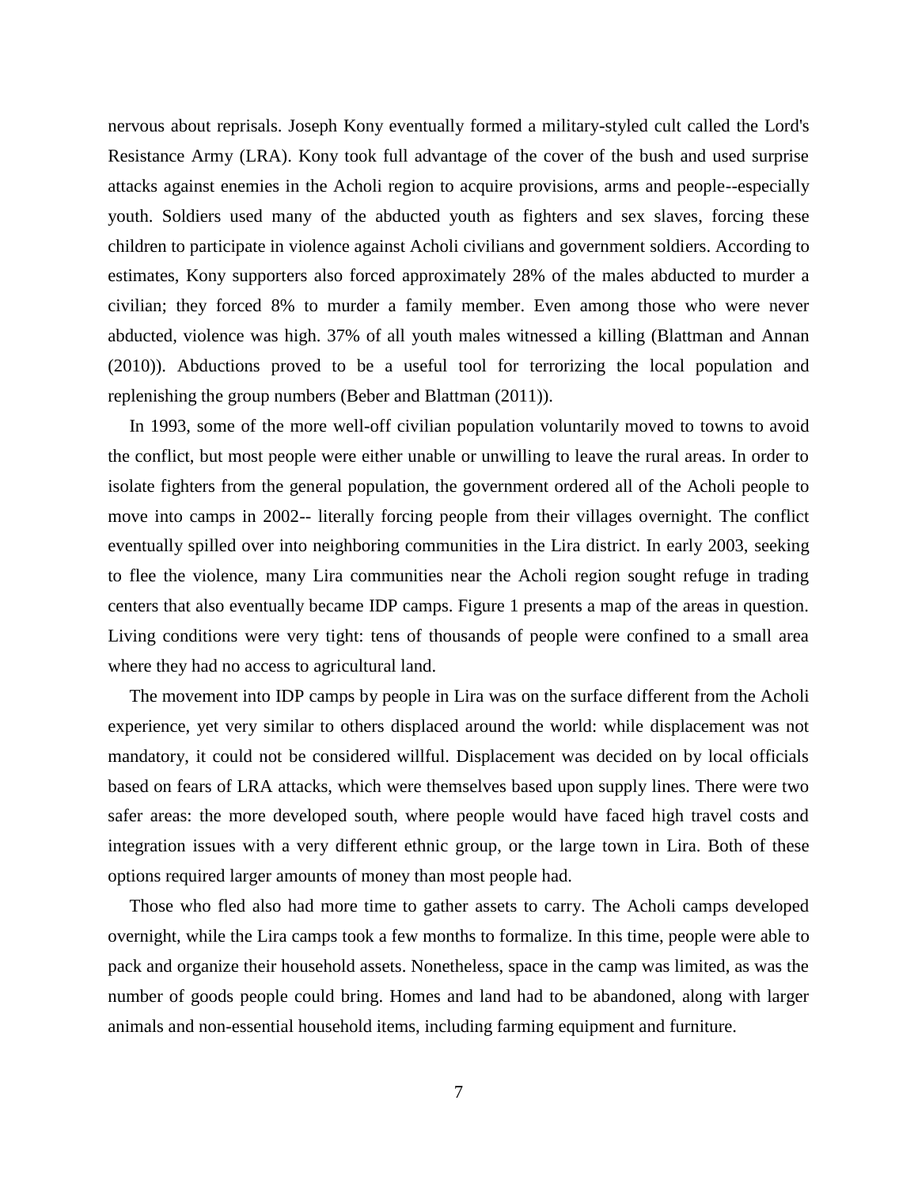nervous about reprisals. Joseph Kony eventually formed a military-styled cult called the Lord's Resistance Army (LRA). Kony took full advantage of the cover of the bush and used surprise attacks against enemies in the Acholi region to acquire provisions, arms and people--especially youth. Soldiers used many of the abducted youth as fighters and sex slaves, forcing these children to participate in violence against Acholi civilians and government soldiers. According to estimates, Kony supporters also forced approximately 28% of the males abducted to murder a civilian; they forced 8% to murder a family member. Even among those who were never abducted, violence was high. 37% of all youth males witnessed a killing (Blattman and Annan (2010)). Abductions proved to be a useful tool for terrorizing the local population and replenishing the group numbers (Beber and Blattman (2011)).

In 1993, some of the more well-off civilian population voluntarily moved to towns to avoid the conflict, but most people were either unable or unwilling to leave the rural areas. In order to isolate fighters from the general population, the government ordered all of the Acholi people to move into camps in 2002-- literally forcing people from their villages overnight. The conflict eventually spilled over into neighboring communities in the Lira district. In early 2003, seeking to flee the violence, many Lira communities near the Acholi region sought refuge in trading centers that also eventually became IDP camps. Figure 1 presents a map of the areas in question. Living conditions were very tight: tens of thousands of people were confined to a small area where they had no access to agricultural land.

The movement into IDP camps by people in Lira was on the surface different from the Acholi experience, yet very similar to others displaced around the world: while displacement was not mandatory, it could not be considered willful. Displacement was decided on by local officials based on fears of LRA attacks, which were themselves based upon supply lines. There were two safer areas: the more developed south, where people would have faced high travel costs and integration issues with a very different ethnic group, or the large town in Lira. Both of these options required larger amounts of money than most people had.

Those who fled also had more time to gather assets to carry. The Acholi camps developed overnight, while the Lira camps took a few months to formalize. In this time, people were able to pack and organize their household assets. Nonetheless, space in the camp was limited, as was the number of goods people could bring. Homes and land had to be abandoned, along with larger animals and non-essential household items, including farming equipment and furniture.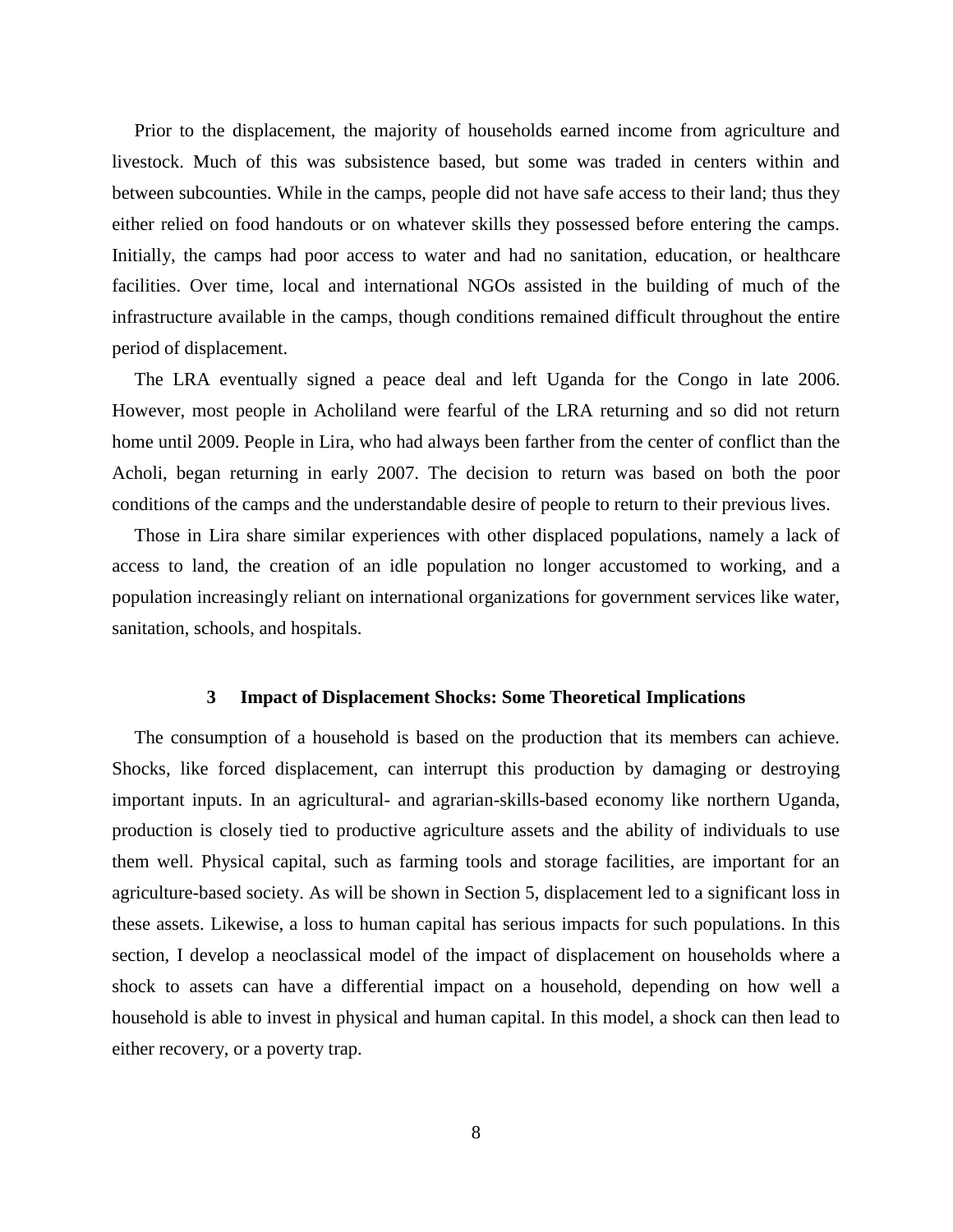Prior to the displacement, the majority of households earned income from agriculture and livestock. Much of this was subsistence based, but some was traded in centers within and between subcounties. While in the camps, people did not have safe access to their land; thus they either relied on food handouts or on whatever skills they possessed before entering the camps. Initially, the camps had poor access to water and had no sanitation, education, or healthcare facilities. Over time, local and international NGOs assisted in the building of much of the infrastructure available in the camps, though conditions remained difficult throughout the entire period of displacement.

The LRA eventually signed a peace deal and left Uganda for the Congo in late 2006. However, most people in Acholiland were fearful of the LRA returning and so did not return home until 2009. People in Lira, who had always been farther from the center of conflict than the Acholi, began returning in early 2007. The decision to return was based on both the poor conditions of the camps and the understandable desire of people to return to their previous lives.

Those in Lira share similar experiences with other displaced populations, namely a lack of access to land, the creation of an idle population no longer accustomed to working, and a population increasingly reliant on international organizations for government services like water, sanitation, schools, and hospitals.

## 3 Impact of Displacement Shocks: Some Theoretical Implications

The consumption of a household is based on the production that its members can achieve. Shocks, like forced displacement, can interrupt this production by damaging or destroying important inputs. In an agricultural- and agrarian-skills-based economy like northern Uganda, production is closely tied to productive agriculture assets and the ability of individuals to use them well. Physical capital, such as farming tools and storage facilities, are important for an agriculture-based society. As will be shown in Section 5, displacement led to a significant loss in these assets. Likewise, a loss to human capital has serious impacts for such populations. In this section, I develop a neoclassical model of the impact of displacement on households where a shock to assets can have a differential impact on a household, depending on how well a household is able to invest in physical and human capital. In this model, a shock can then lead to either recovery, or a poverty trap.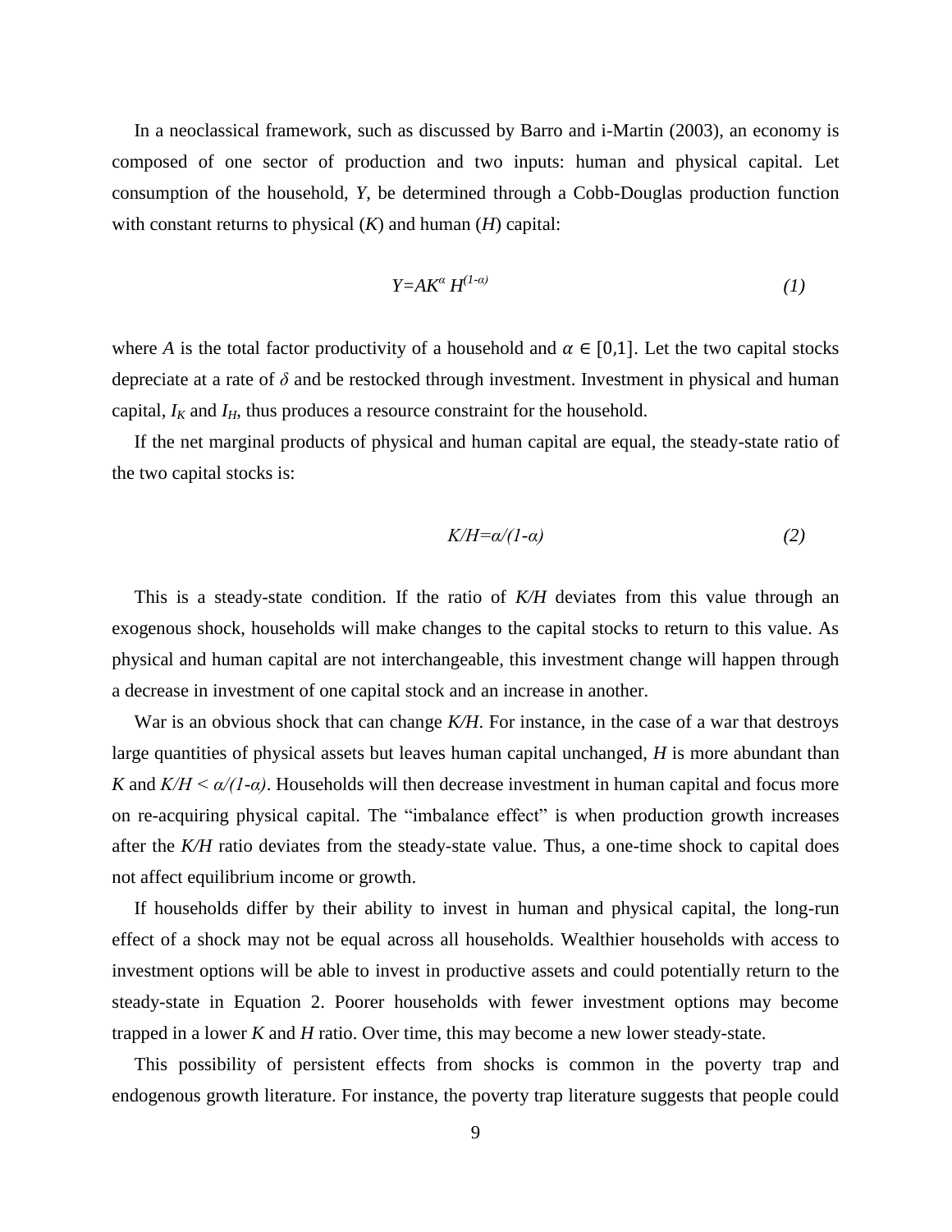In a neoclassical framework, such as discussed by Barro and i-Martin (2003), an economy is composed of one sector of production and two inputs: human and physical capital. Let consumption of the household, *Y*, be determined through a Cobb-Douglas production function with constant returns to physical (*K*) and human (*H*) capital:

$$Y=AK^{\alpha} H^{(1-\alpha)} \tag{1}$$

where *A* is the total factor productivity of a household and $\alpha \in [0,1]$. Let the two capital stocks depreciate at a rate of $\delta$ and be restocked through investment. Investment in physical and human capital, $I_K$ and $I_H$, thus produces a resource constraint for the household.

If the net marginal products of physical and human capital are equal, the steady-state ratio of the two capital stocks is:

$$K/H=\alpha/(1-\alpha) \tag{2}$$

This is a steady-state condition. If the ratio of *K/H* deviates from this value through an exogenous shock, households will make changes to the capital stocks to return to this value. As physical and human capital are not interchangeable, this investment change will happen through a decrease in investment of one capital stock and an increase in another.

War is an obvious shock that can change *K/H*. For instance, in the case of a war that destroys large quantities of physical assets but leaves human capital unchanged, *H* is more abundant than *K* and $K/H < \alpha/(1-\alpha)$. Households will then decrease investment in human capital and focus more on re-acquiring physical capital. The "imbalance effect" is when production growth increases after the *K/H* ratio deviates from the steady-state value. Thus, a one-time shock to capital does not affect equilibrium income or growth.

If households differ by their ability to invest in human and physical capital, the long-run effect of a shock may not be equal across all households. Wealthier households with access to investment options will be able to invest in productive assets and could potentially return to the steady-state in Equation 2. Poorer households with fewer investment options may become trapped in a lower *K* and *H* ratio. Over time, this may become a new lower steady-state.

This possibility of persistent effects from shocks is common in the poverty trap and endogenous growth literature. For instance, the poverty trap literature suggests that people could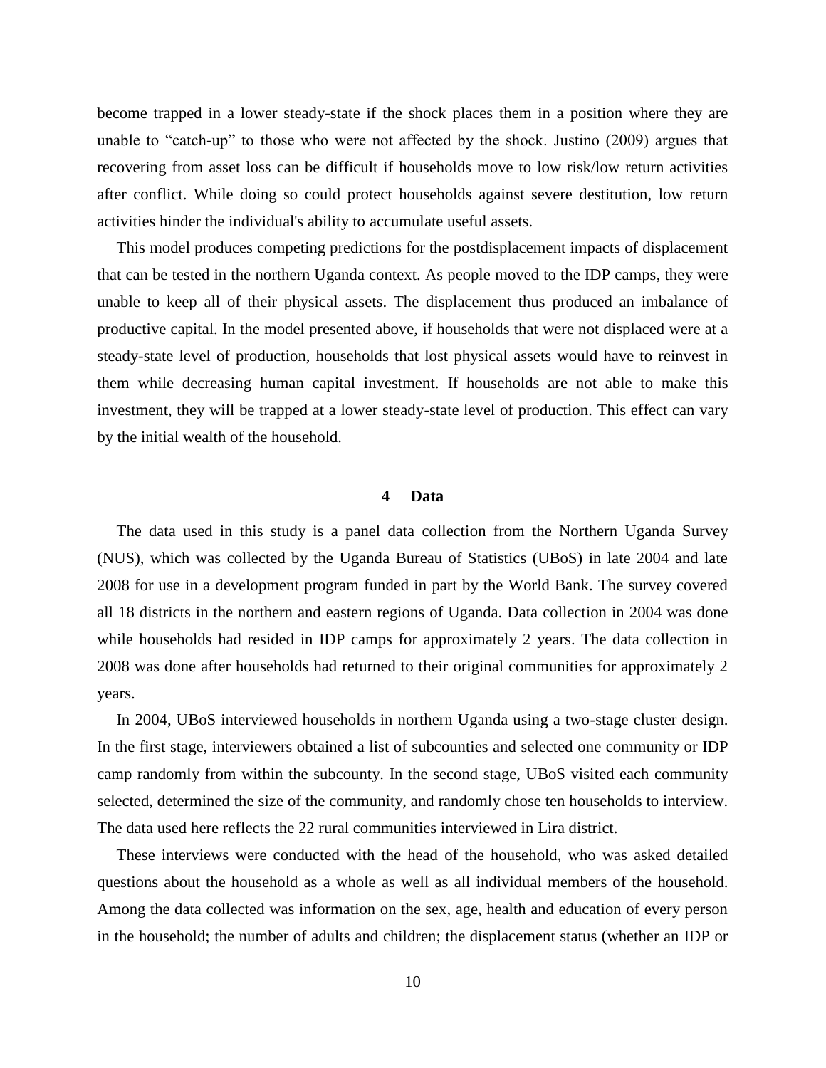become trapped in a lower steady-state if the shock places them in a position where they are unable to "catch-up" to those who were not affected by the shock. Justino (2009) argues that recovering from asset loss can be difficult if households move to low risk/low return activities after conflict. While doing so could protect households against severe destitution, low return activities hinder the individual's ability to accumulate useful assets.

This model produces competing predictions for the postdisplacement impacts of displacement that can be tested in the northern Uganda context. As people moved to the IDP camps, they were unable to keep all of their physical assets. The displacement thus produced an imbalance of productive capital. In the model presented above, if households that were not displaced were at a steady-state level of production, households that lost physical assets would have to reinvest in them while decreasing human capital investment. If households are not able to make this investment, they will be trapped at a lower steady-state level of production. This effect can vary by the initial wealth of the household.

## 4 Data

The data used in this study is a panel data collection from the Northern Uganda Survey (NUS), which was collected by the Uganda Bureau of Statistics (UBoS) in late 2004 and late 2008 for use in a development program funded in part by the World Bank. The survey covered all 18 districts in the northern and eastern regions of Uganda. Data collection in 2004 was done while households had resided in IDP camps for approximately 2 years. The data collection in 2008 was done after households had returned to their original communities for approximately 2 years.

In 2004, UBoS interviewed households in northern Uganda using a two-stage cluster design. In the first stage, interviewers obtained a list of subcounties and selected one community or IDP camp randomly from within the subcounty. In the second stage, UBoS visited each community selected, determined the size of the community, and randomly chose ten households to interview. The data used here reflects the 22 rural communities interviewed in Lira district.

These interviews were conducted with the head of the household, who was asked detailed questions about the household as a whole as well as all individual members of the household. Among the data collected was information on the sex, age, health and education of every person in the household; the number of adults and children; the displacement status (whether an IDP or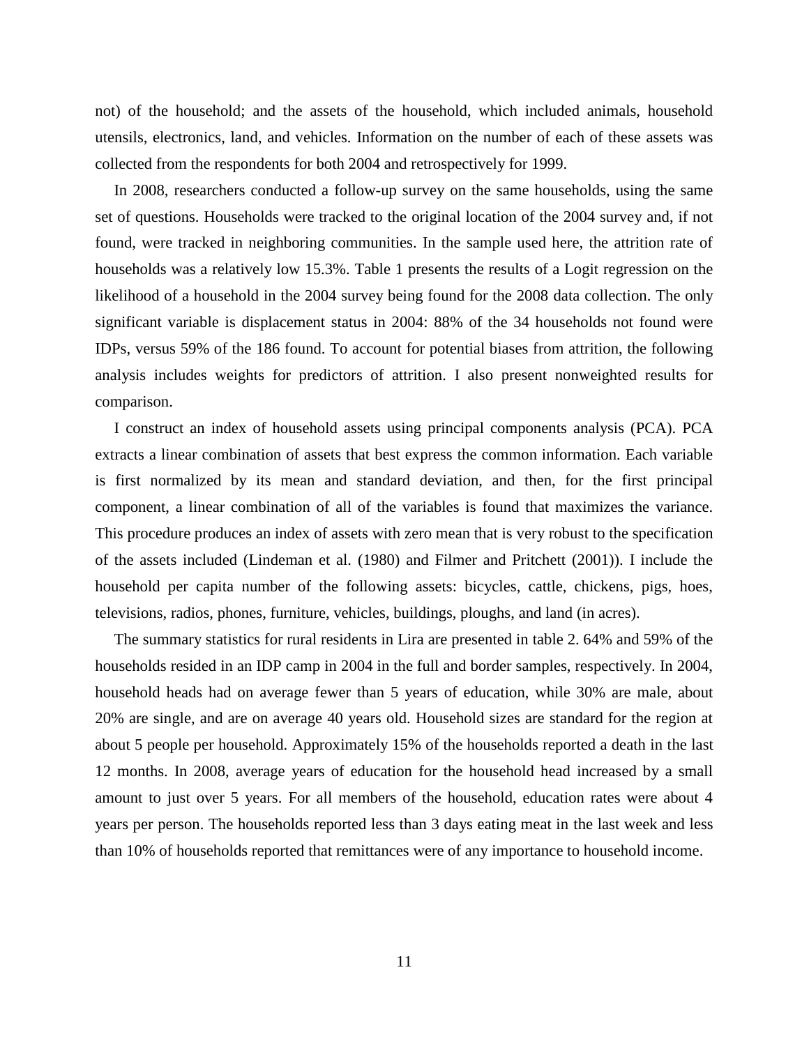not) of the household; and the assets of the household, which included animals, household utensils, electronics, land, and vehicles. Information on the number of each of these assets was collected from the respondents for both 2004 and retrospectively for 1999.

In 2008, researchers conducted a follow-up survey on the same households, using the same set of questions. Households were tracked to the original location of the 2004 survey and, if not found, were tracked in neighboring communities. In the sample used here, the attrition rate of households was a relatively low 15.3%. Table 1 presents the results of a Logit regression on the likelihood of a household in the 2004 survey being found for the 2008 data collection. The only significant variable is displacement status in 2004: 88% of the 34 households not found were IDPs, versus 59% of the 186 found. To account for potential biases from attrition, the following analysis includes weights for predictors of attrition. I also present nonweighted results for comparison.

I construct an index of household assets using principal components analysis (PCA). PCA extracts a linear combination of assets that best express the common information. Each variable is first normalized by its mean and standard deviation, and then, for the first principal component, a linear combination of all of the variables is found that maximizes the variance. This procedure produces an index of assets with zero mean that is very robust to the specification of the assets included (Lindeman et al. (1980) and Filmer and Pritchett (2001)). I include the household per capita number of the following assets: bicycles, cattle, chickens, pigs, hoes, televisions, radios, phones, furniture, vehicles, buildings, ploughs, and land (in acres).

The summary statistics for rural residents in Lira are presented in table 2. 64% and 59% of the households resided in an IDP camp in 2004 in the full and border samples, respectively. In 2004, household heads had on average fewer than 5 years of education, while 30% are male, about 20% are single, and are on average 40 years old. Household sizes are standard for the region at about 5 people per household. Approximately 15% of the households reported a death in the last 12 months. In 2008, average years of education for the household head increased by a small amount to just over 5 years. For all members of the household, education rates were about 4 years per person. The households reported less than 3 days eating meat in the last week and less than 10% of households reported that remittances were of any importance to household income.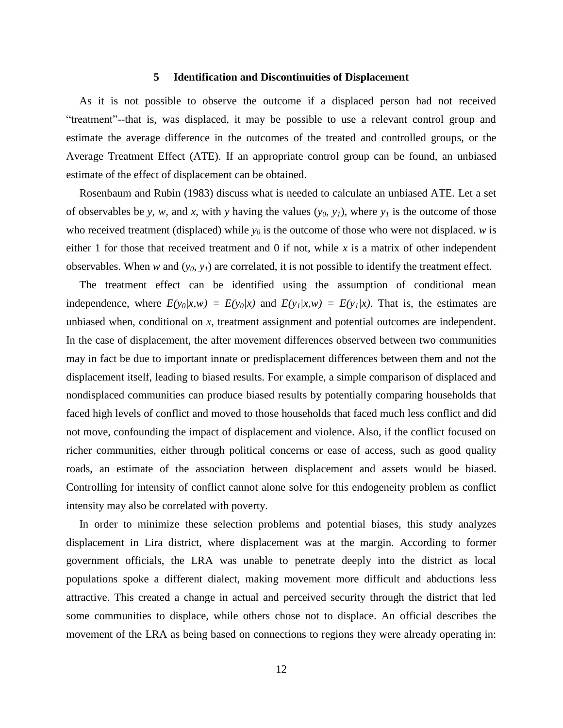## 5 Identification and Discontinuities of Displacement

As it is not possible to observe the outcome if a displaced person had not received "treatment"--that is, was displaced, it may be possible to use a relevant control group and estimate the average difference in the outcomes of the treated and controlled groups, or the Average Treatment Effect (ATE). If an appropriate control group can be found, an unbiased estimate of the effect of displacement can be obtained.

Rosenbaum and Rubin (1983) discuss what is needed to calculate an unbiased ATE. Let a set of observables be $y$, $w$, and $x$, with $y$ having the values ($y_0$, $y_1$), where $y_1$ is the outcome of those who received treatment (displaced) while $y_0$ is the outcome of those who were not displaced. $w$ is either 1 for those that received treatment and 0 if not, while $x$ is a matrix of other independent observables. When $w$ and ($y_0$, $y_1$) are correlated, it is not possible to identify the treatment effect.

The treatment effect can be identified using the assumption of conditional mean independence, where $E(y_0|x,w) = E(y_0|x)$ and $E(y_1|x,w) = E(y_1|x)$. That is, the estimates are unbiased when, conditional on $x$, treatment assignment and potential outcomes are independent. In the case of displacement, the after movement differences observed between two communities may in fact be due to important innate or predisplacement differences between them and not the displacement itself, leading to biased results. For example, a simple comparison of displaced and nondisplaced communities can produce biased results by potentially comparing households that faced high levels of conflict and moved to those households that faced much less conflict and did not move, confounding the impact of displacement and violence. Also, if the conflict focused on richer communities, either through political concerns or ease of access, such as good quality roads, an estimate of the association between displacement and assets would be biased. Controlling for intensity of conflict cannot alone solve for this endogeneity problem as conflict intensity may also be correlated with poverty.

In order to minimize these selection problems and potential biases, this study analyzes displacement in Lira district, where displacement was at the margin. According to former government officials, the LRA was unable to penetrate deeply into the district as local populations spoke a different dialect, making movement more difficult and abductions less attractive. This created a change in actual and perceived security through the district that led some communities to displace, while others chose not to displace. An official describes the movement of the LRA as being based on connections to regions they were already operating in: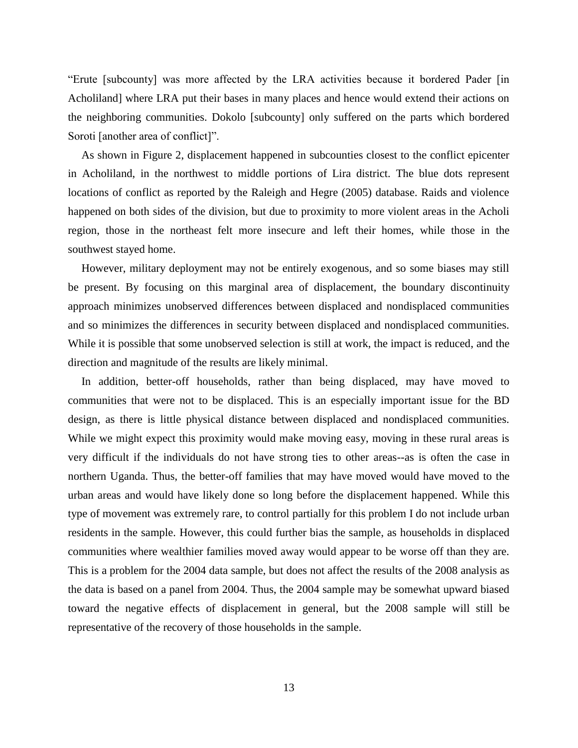"Erute [subcounty] was more affected by the LRA activities because it bordered Pader [in Acholiland] where LRA put their bases in many places and hence would extend their actions on the neighboring communities. Dokolo [subcounty] only suffered on the parts which bordered Soroti [another area of conflict]".

As shown in Figure 2, displacement happened in subcounties closest to the conflict epicenter in Acholiland, in the northwest to middle portions of Lira district. The blue dots represent locations of conflict as reported by the Raleigh and Hegre (2005) database. Raids and violence happened on both sides of the division, but due to proximity to more violent areas in the Acholi region, those in the northeast felt more insecure and left their homes, while those in the southwest stayed home.

However, military deployment may not be entirely exogenous, and so some biases may still be present. By focusing on this marginal area of displacement, the boundary discontinuity approach minimizes unobserved differences between displaced and nondisplaced communities and so minimizes the differences in security between displaced and nondisplaced communities. While it is possible that some unobserved selection is still at work, the impact is reduced, and the direction and magnitude of the results are likely minimal.

In addition, better-off households, rather than being displaced, may have moved to communities that were not to be displaced. This is an especially important issue for the BD design, as there is little physical distance between displaced and nondisplaced communities. While we might expect this proximity would make moving easy, moving in these rural areas is very difficult if the individuals do not have strong ties to other areas--as is often the case in northern Uganda. Thus, the better-off families that may have moved would have moved to the urban areas and would have likely done so long before the displacement happened. While this type of movement was extremely rare, to control partially for this problem I do not include urban residents in the sample. However, this could further bias the sample, as households in displaced communities where wealthier families moved away would appear to be worse off than they are. This is a problem for the 2004 data sample, but does not affect the results of the 2008 analysis as the data is based on a panel from 2004. Thus, the 2004 sample may be somewhat upward biased toward the negative effects of displacement in general, but the 2008 sample will still be representative of the recovery of those households in the sample.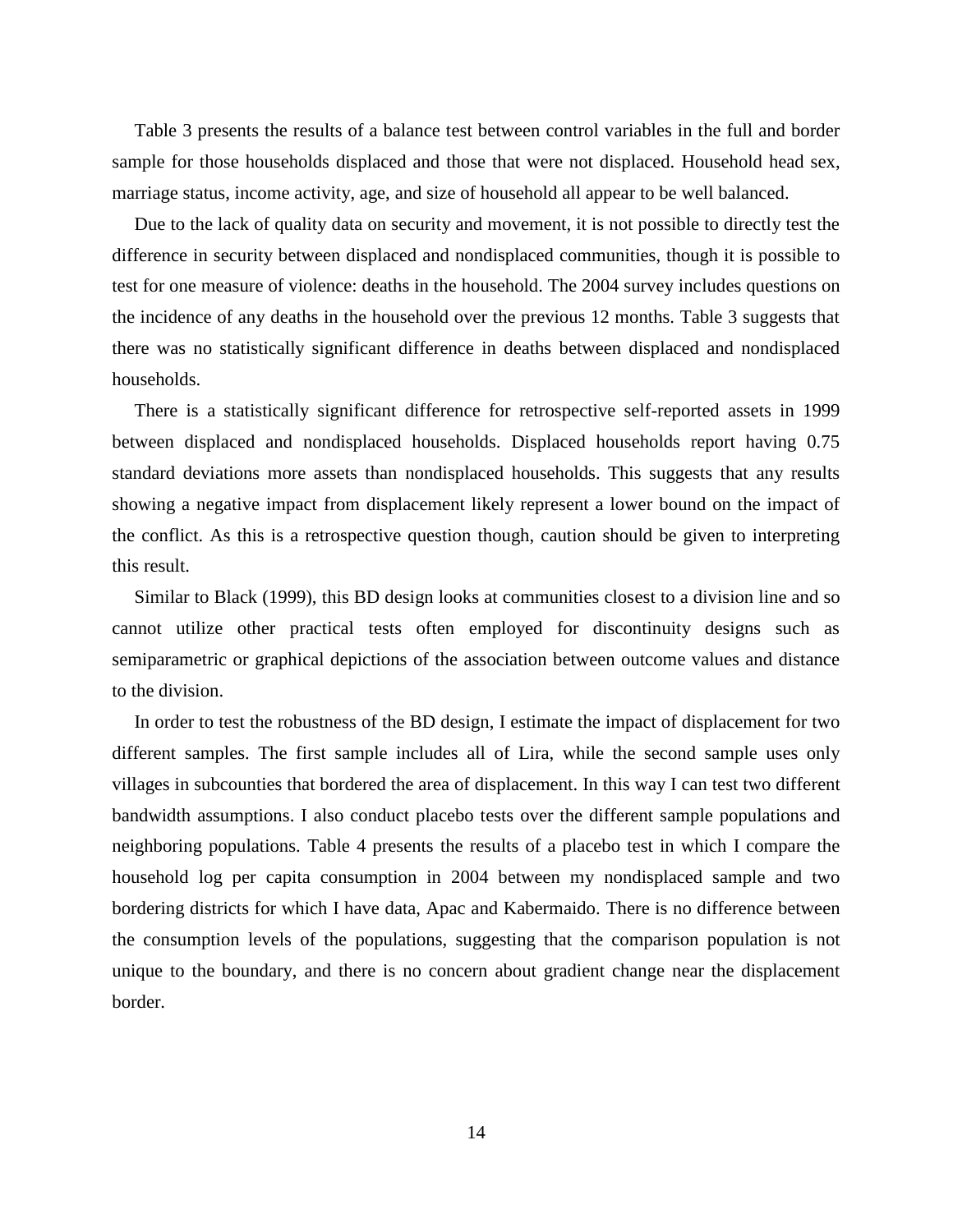Table 3 presents the results of a balance test between control variables in the full and border sample for those households displaced and those that were not displaced. Household head sex, marriage status, income activity, age, and size of household all appear to be well balanced.

Due to the lack of quality data on security and movement, it is not possible to directly test the difference in security between displaced and nondisplaced communities, though it is possible to test for one measure of violence: deaths in the household. The 2004 survey includes questions on the incidence of any deaths in the household over the previous 12 months. Table 3 suggests that there was no statistically significant difference in deaths between displaced and nondisplaced households.

There is a statistically significant difference for retrospective self-reported assets in 1999 between displaced and nondisplaced households. Displaced households report having 0.75 standard deviations more assets than nondisplaced households. This suggests that any results showing a negative impact from displacement likely represent a lower bound on the impact of the conflict. As this is a retrospective question though, caution should be given to interpreting this result.

Similar to Black (1999), this BD design looks at communities closest to a division line and so cannot utilize other practical tests often employed for discontinuity designs such as semiparametric or graphical depictions of the association between outcome values and distance to the division.

In order to test the robustness of the BD design, I estimate the impact of displacement for two different samples. The first sample includes all of Lira, while the second sample uses only villages in subcounties that bordered the area of displacement. In this way I can test two different bandwidth assumptions. I also conduct placebo tests over the different sample populations and neighboring populations. Table 4 presents the results of a placebo test in which I compare the household log per capita consumption in 2004 between my nondisplaced sample and two bordering districts for which I have data, Apac and Kabermaido. There is no difference between the consumption levels of the populations, suggesting that the comparison population is not unique to the boundary, and there is no concern about gradient change near the displacement border.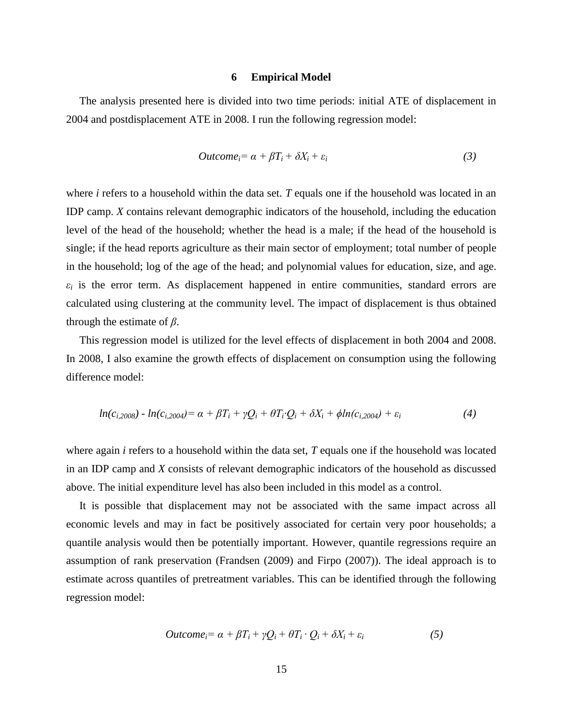## 6 Empirical Model

The analysis presented here is divided into two time periods: initial ATE of displacement in 2004 and postdisplacement ATE in 2008. I run the following regression model:

$$Outcome_i = \alpha + \beta T_i + \delta X_i + \varepsilon_i \qquad (3)$$

where *i* refers to a household within the data set. *T* equals one if the household was located in an IDP camp. *X* contains relevant demographic indicators of the household, including the education level of the head of the household; whether the head is a male; if the head of the household is single; if the head reports agriculture as their main sector of employment; total number of people in the household; log of the age of the head; and polynomial values for education, size, and age. $\varepsilon_i$ is the error term. As displacement happened in entire communities, standard errors are calculated using clustering at the community level. The impact of displacement is thus obtained through the estimate of $\beta$.

This regression model is utilized for the level effects of displacement in both 2004 and 2008. In 2008, I also examine the growth effects of displacement on consumption using the following difference model:

$$ln(c_{i,2008}) - ln(c_{i,2004}) = \alpha + \beta T_i + \gamma Q_i + \theta T_i \cdot Q_i + \delta X_i + \phi ln(c_{i,2004}) + \varepsilon_i \qquad (4)$$

where again *i* refers to a household within the data set, *T* equals one if the household was located in an IDP camp and *X* consists of relevant demographic indicators of the household as discussed above. The initial expenditure level has also been included in this model as a control.

It is possible that displacement may not be associated with the same impact across all economic levels and may in fact be positively associated for certain very poor households; a quantile analysis would then be potentially important. However, quantile regressions require an assumption of rank preservation (Frandsen (2009) and Firpo (2007)). The ideal approach is to estimate across quantiles of pretreatment variables. This can be identified through the following regression model:

$$Outcome_i = \alpha + \beta T_i + \gamma Q_i + \theta T_i \cdot Q_i + \delta X_i + \varepsilon_i \qquad (5)$$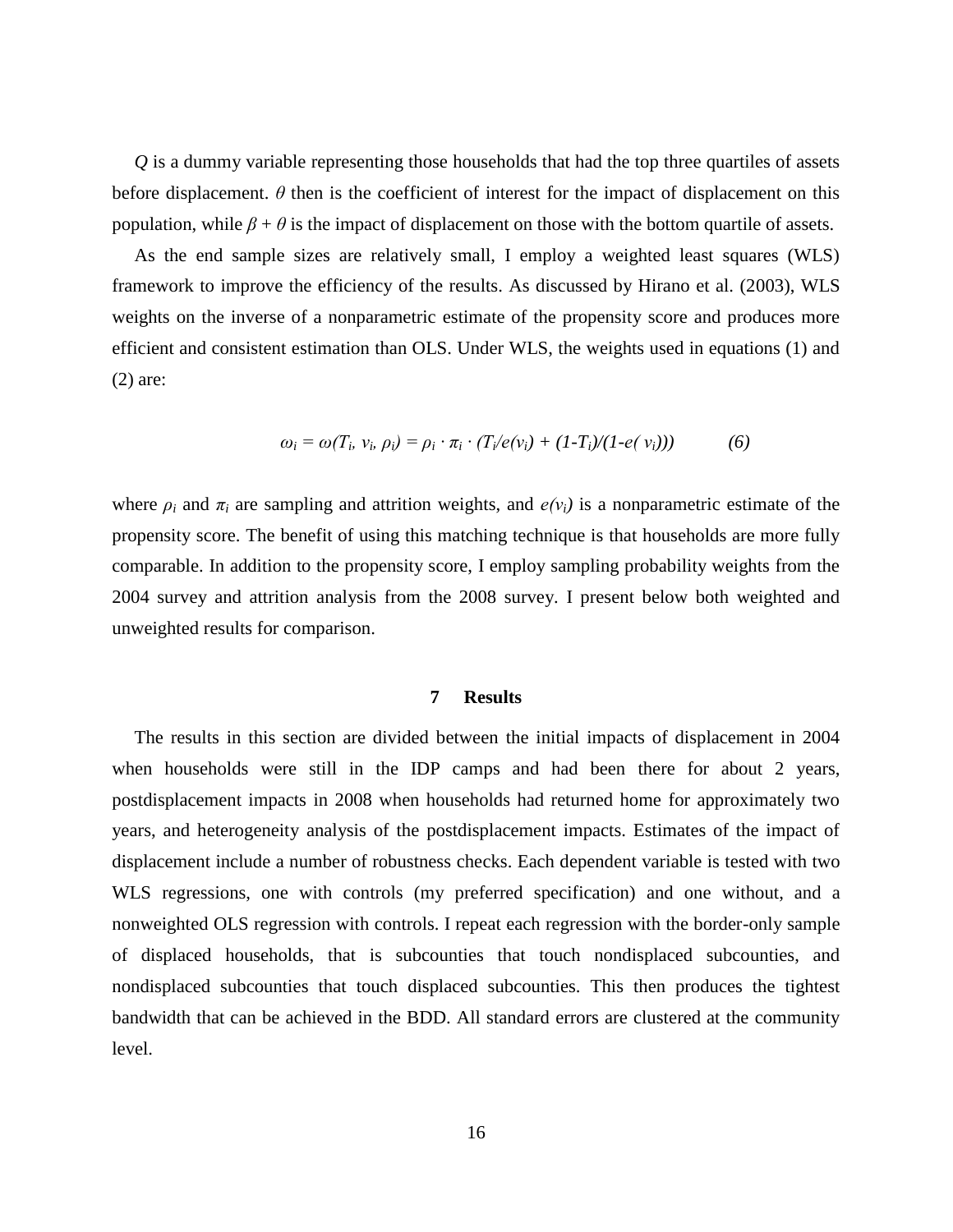$Q$ is a dummy variable representing those households that had the top three quartiles of assets before displacement. $\theta$ then is the coefficient of interest for the impact of displacement on this population, while $\beta + \theta$ is the impact of displacement on those with the bottom quartile of assets.

As the end sample sizes are relatively small, I employ a weighted least squares (WLS) framework to improve the efficiency of the results. As discussed by Hirano et al. (2003), WLS weights on the inverse of a nonparametric estimate of the propensity score and produces more efficient and consistent estimation than OLS. Under WLS, the weights used in equations (1) and (2) are:

$$\omega_i = \omega(T_i, v_i, \rho_i) = \rho_i \cdot \pi_i \cdot (T_i/e(v_i) + (1-T_i)/(1-e(v_i))) \qquad (6)$$

where $\rho_i$ and $\pi_i$ are sampling and attrition weights, and $e(v_i)$ is a nonparametric estimate of the propensity score. The benefit of using this matching technique is that households are more fully comparable. In addition to the propensity score, I employ sampling probability weights from the 2004 survey and attrition analysis from the 2008 survey. I present below both weighted and unweighted results for comparison.

## 7 Results

The results in this section are divided between the initial impacts of displacement in 2004 when households were still in the IDP camps and had been there for about 2 years, postdisplacement impacts in 2008 when households had returned home for approximately two years, and heterogeneity analysis of the postdisplacement impacts. Estimates of the impact of displacement include a number of robustness checks. Each dependent variable is tested with two WLS regressions, one with controls (my preferred specification) and one without, and a nonweighted OLS regression with controls. I repeat each regression with the border-only sample of displaced households, that is subcounties that touch nondisplaced subcounties, and nondisplaced subcounties that touch displaced subcounties. This then produces the tightest bandwidth that can be achieved in the BDD. All standard errors are clustered at the community level.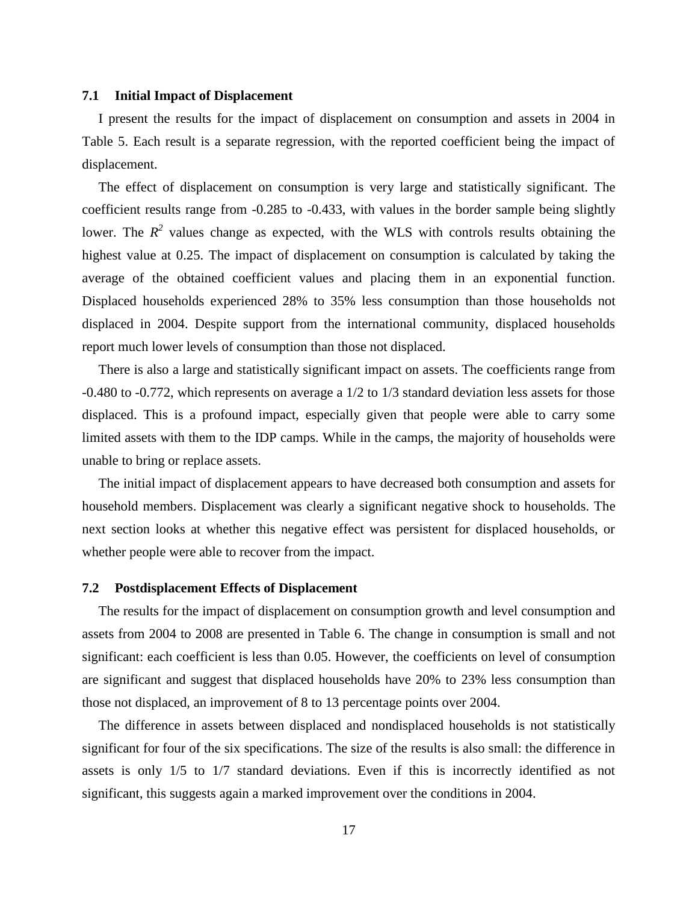### 7.1 Initial Impact of Displacement

I present the results for the impact of displacement on consumption and assets in 2004 in Table 5. Each result is a separate regression, with the reported coefficient being the impact of displacement.

The effect of displacement on consumption is very large and statistically significant. The coefficient results range from -0.285 to -0.433, with values in the border sample being slightly lower. The $R^2$ values change as expected, with the WLS with controls results obtaining the highest value at 0.25. The impact of displacement on consumption is calculated by taking the average of the obtained coefficient values and placing them in an exponential function. Displaced households experienced 28% to 35% less consumption than those households not displaced in 2004. Despite support from the international community, displaced households report much lower levels of consumption than those not displaced.

There is also a large and statistically significant impact on assets. The coefficients range from -0.480 to -0.772, which represents on average a 1/2 to 1/3 standard deviation less assets for those displaced. This is a profound impact, especially given that people were able to carry some limited assets with them to the IDP camps. While in the camps, the majority of households were unable to bring or replace assets.

The initial impact of displacement appears to have decreased both consumption and assets for household members. Displacement was clearly a significant negative shock to households. The next section looks at whether this negative effect was persistent for displaced households, or whether people were able to recover from the impact.

### 7.2 Postdisplacement Effects of Displacement

The results for the impact of displacement on consumption growth and level consumption and assets from 2004 to 2008 are presented in Table 6. The change in consumption is small and not significant: each coefficient is less than 0.05. However, the coefficients on level of consumption are significant and suggest that displaced households have 20% to 23% less consumption than those not displaced, an improvement of 8 to 13 percentage points over 2004.

The difference in assets between displaced and nondisplaced households is not statistically significant for four of the six specifications. The size of the results is also small: the difference in assets is only 1/5 to 1/7 standard deviations. Even if this is incorrectly identified as not significant, this suggests again a marked improvement over the conditions in 2004.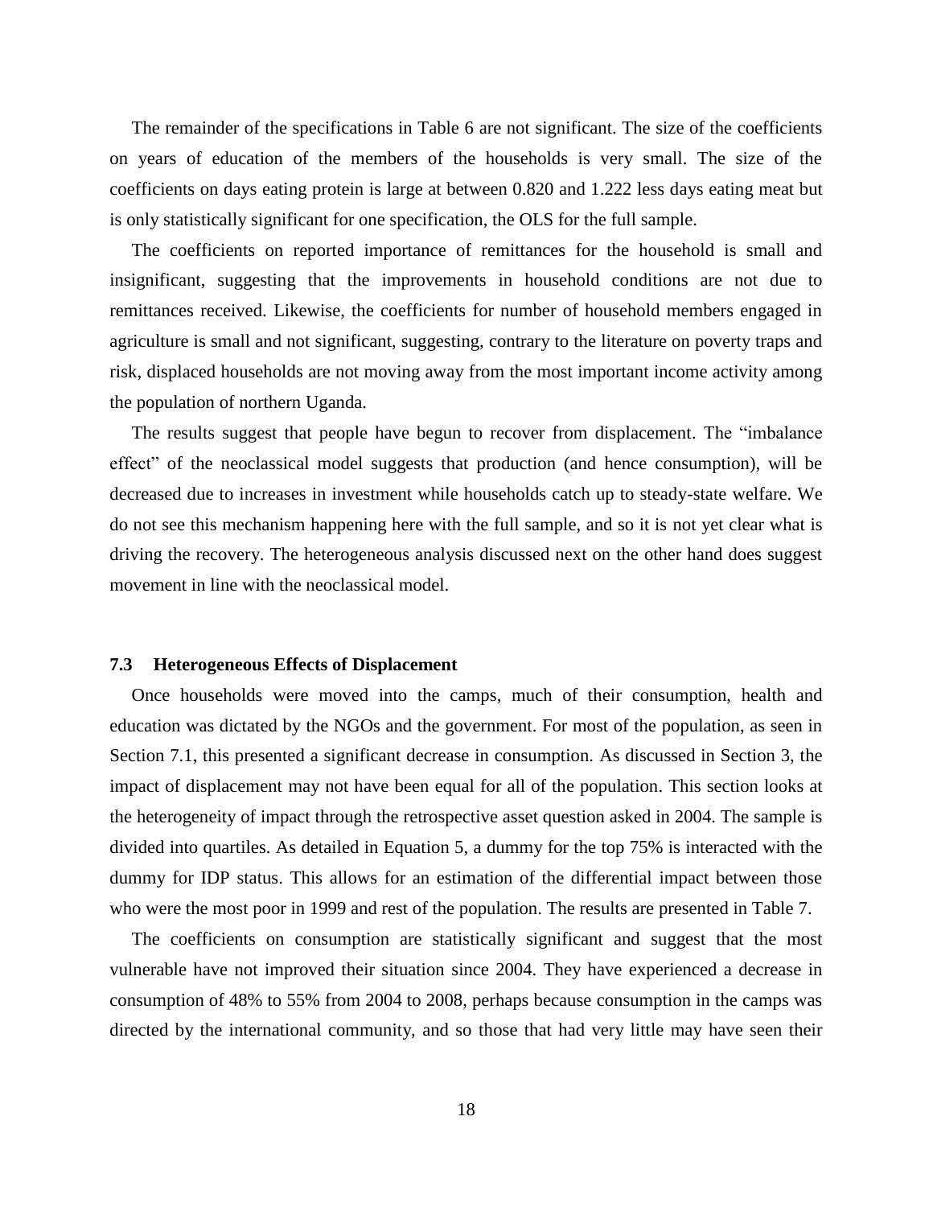The remainder of the specifications in Table 6 are not significant. The size of the coefficients on years of education of the members of the households is very small. The size of the coefficients on days eating protein is large at between 0.820 and 1.222 less days eating meat but is only statistically significant for one specification, the OLS for the full sample.

The coefficients on reported importance of remittances for the household is small and insignificant, suggesting that the improvements in household conditions are not due to remittances received. Likewise, the coefficients for number of household members engaged in agriculture is small and not significant, suggesting, contrary to the literature on poverty traps and risk, displaced households are not moving away from the most important income activity among the population of northern Uganda.

The results suggest that people have begun to recover from displacement. The "imbalance effect" of the neoclassical model suggests that production (and hence consumption), will be decreased due to increases in investment while households catch up to steady-state welfare. We do not see this mechanism happening here with the full sample, and so it is not yet clear what is driving the recovery. The heterogeneous analysis discussed next on the other hand does suggest movement in line with the neoclassical model.

### 7.3 Heterogeneous Effects of Displacement

Once households were moved into the camps, much of their consumption, health and education was dictated by the NGOs and the government. For most of the population, as seen in Section 7.1, this presented a significant decrease in consumption. As discussed in Section 3, the impact of displacement may not have been equal for all of the population. This section looks at the heterogeneity of impact through the retrospective asset question asked in 2004. The sample is divided into quartiles. As detailed in Equation 5, a dummy for the top 75% is interacted with the dummy for IDP status. This allows for an estimation of the differential impact between those who were the most poor in 1999 and rest of the population. The results are presented in Table 7.

The coefficients on consumption are statistically significant and suggest that the most vulnerable have not improved their situation since 2004. They have experienced a decrease in consumption of 48% to 55% from 2004 to 2008, perhaps because consumption in the camps was directed by the international community, and so those that had very little may have seen their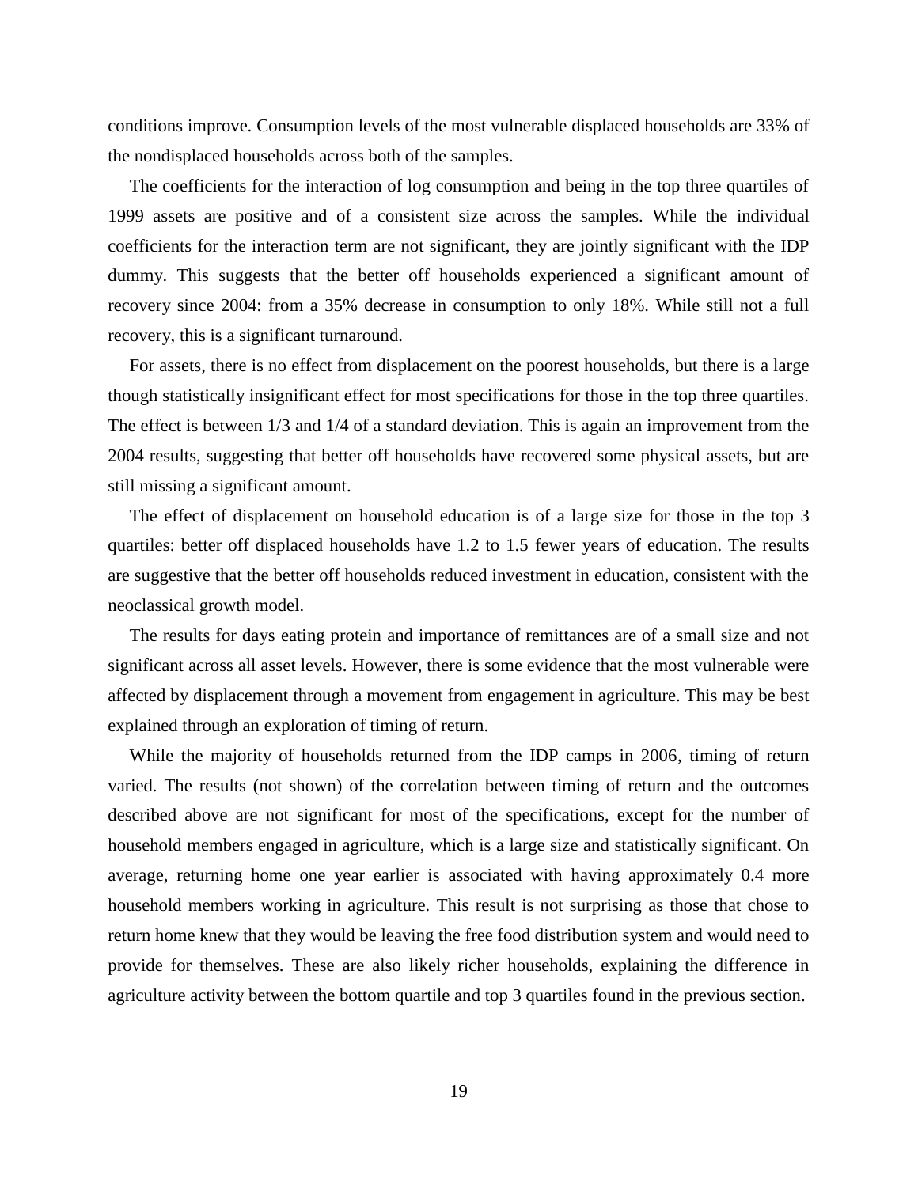conditions improve. Consumption levels of the most vulnerable displaced households are 33% of the nondisplaced households across both of the samples.

The coefficients for the interaction of log consumption and being in the top three quartiles of 1999 assets are positive and of a consistent size across the samples. While the individual coefficients for the interaction term are not significant, they are jointly significant with the IDP dummy. This suggests that the better off households experienced a significant amount of recovery since 2004: from a 35% decrease in consumption to only 18%. While still not a full recovery, this is a significant turnaround.

For assets, there is no effect from displacement on the poorest households, but there is a large though statistically insignificant effect for most specifications for those in the top three quartiles. The effect is between 1/3 and 1/4 of a standard deviation. This is again an improvement from the 2004 results, suggesting that better off households have recovered some physical assets, but are still missing a significant amount.

The effect of displacement on household education is of a large size for those in the top 3 quartiles: better off displaced households have 1.2 to 1.5 fewer years of education. The results are suggestive that the better off households reduced investment in education, consistent with the neoclassical growth model.

The results for days eating protein and importance of remittances are of a small size and not significant across all asset levels. However, there is some evidence that the most vulnerable were affected by displacement through a movement from engagement in agriculture. This may be best explained through an exploration of timing of return.

While the majority of households returned from the IDP camps in 2006, timing of return varied. The results (not shown) of the correlation between timing of return and the outcomes described above are not significant for most of the specifications, except for the number of household members engaged in agriculture, which is a large size and statistically significant. On average, returning home one year earlier is associated with having approximately 0.4 more household members working in agriculture. This result is not surprising as those that chose to return home knew that they would be leaving the free food distribution system and would need to provide for themselves. These are also likely richer households, explaining the difference in agriculture activity between the bottom quartile and top 3 quartiles found in the previous section.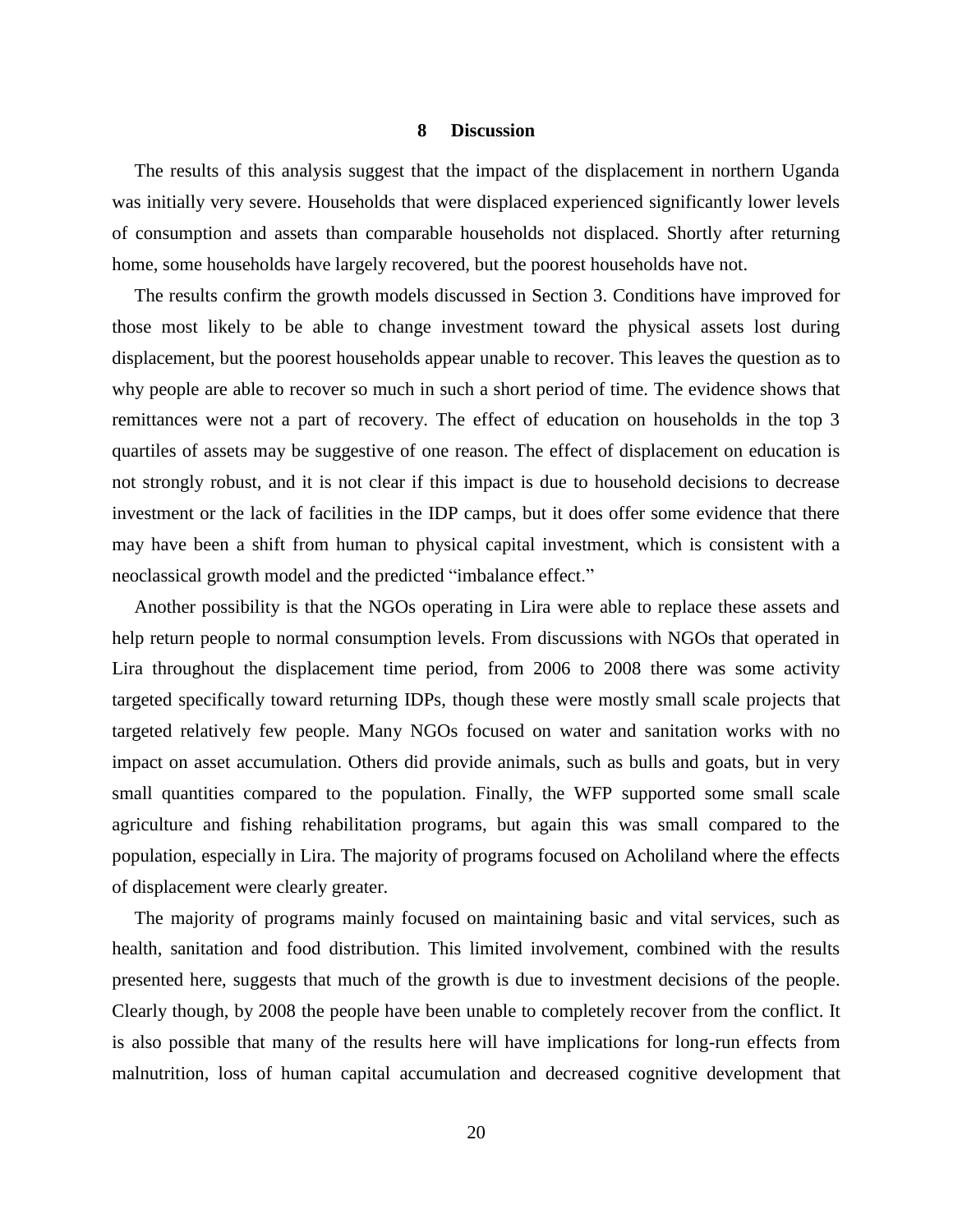## 8 Discussion

The results of this analysis suggest that the impact of the displacement in northern Uganda was initially very severe. Households that were displaced experienced significantly lower levels of consumption and assets than comparable households not displaced. Shortly after returning home, some households have largely recovered, but the poorest households have not.

The results confirm the growth models discussed in Section 3. Conditions have improved for those most likely to be able to change investment toward the physical assets lost during displacement, but the poorest households appear unable to recover. This leaves the question as to why people are able to recover so much in such a short period of time. The evidence shows that remittances were not a part of recovery. The effect of education on households in the top 3 quartiles of assets may be suggestive of one reason. The effect of displacement on education is not strongly robust, and it is not clear if this impact is due to household decisions to decrease investment or the lack of facilities in the IDP camps, but it does offer some evidence that there may have been a shift from human to physical capital investment, which is consistent with a neoclassical growth model and the predicted "imbalance effect."

Another possibility is that the NGOs operating in Lira were able to replace these assets and help return people to normal consumption levels. From discussions with NGOs that operated in Lira throughout the displacement time period, from 2006 to 2008 there was some activity targeted specifically toward returning IDPs, though these were mostly small scale projects that targeted relatively few people. Many NGOs focused on water and sanitation works with no impact on asset accumulation. Others did provide animals, such as bulls and goats, but in very small quantities compared to the population. Finally, the WFP supported some small scale agriculture and fishing rehabilitation programs, but again this was small compared to the population, especially in Lira. The majority of programs focused on Acholiland where the effects of displacement were clearly greater.

The majority of programs mainly focused on maintaining basic and vital services, such as health, sanitation and food distribution. This limited involvement, combined with the results presented here, suggests that much of the growth is due to investment decisions of the people. Clearly though, by 2008 the people have been unable to completely recover from the conflict. It is also possible that many of the results here will have implications for long-run effects from malnutrition, loss of human capital accumulation and decreased cognitive development that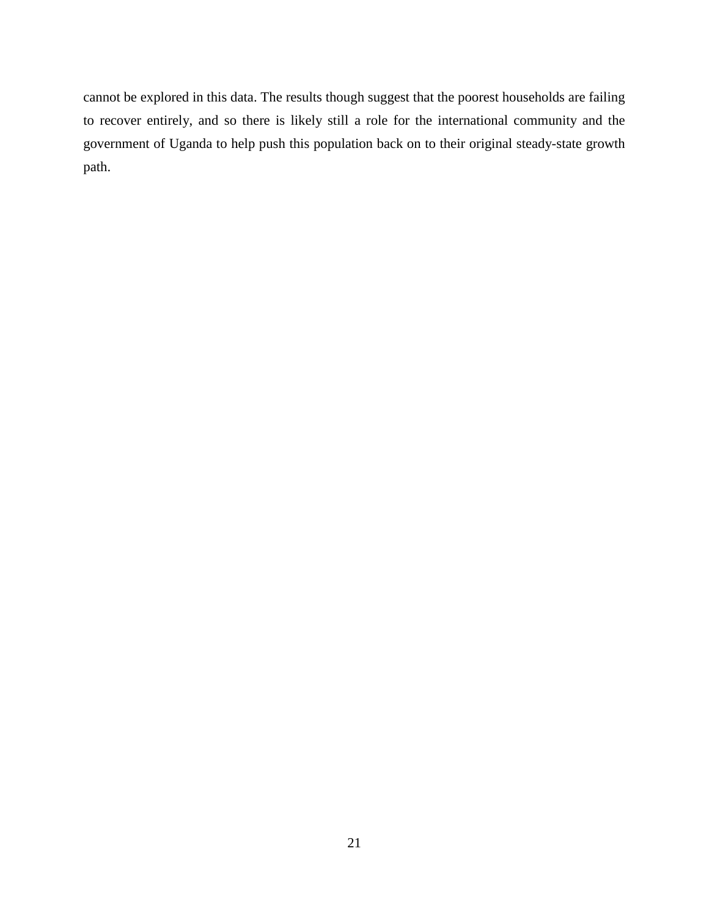cannot be explored in this data. The results though suggest that the poorest households are failing to recover entirely, and so there is likely still a role for the international community and the government of Uganda to help push this population back on to their original steady-state growth path.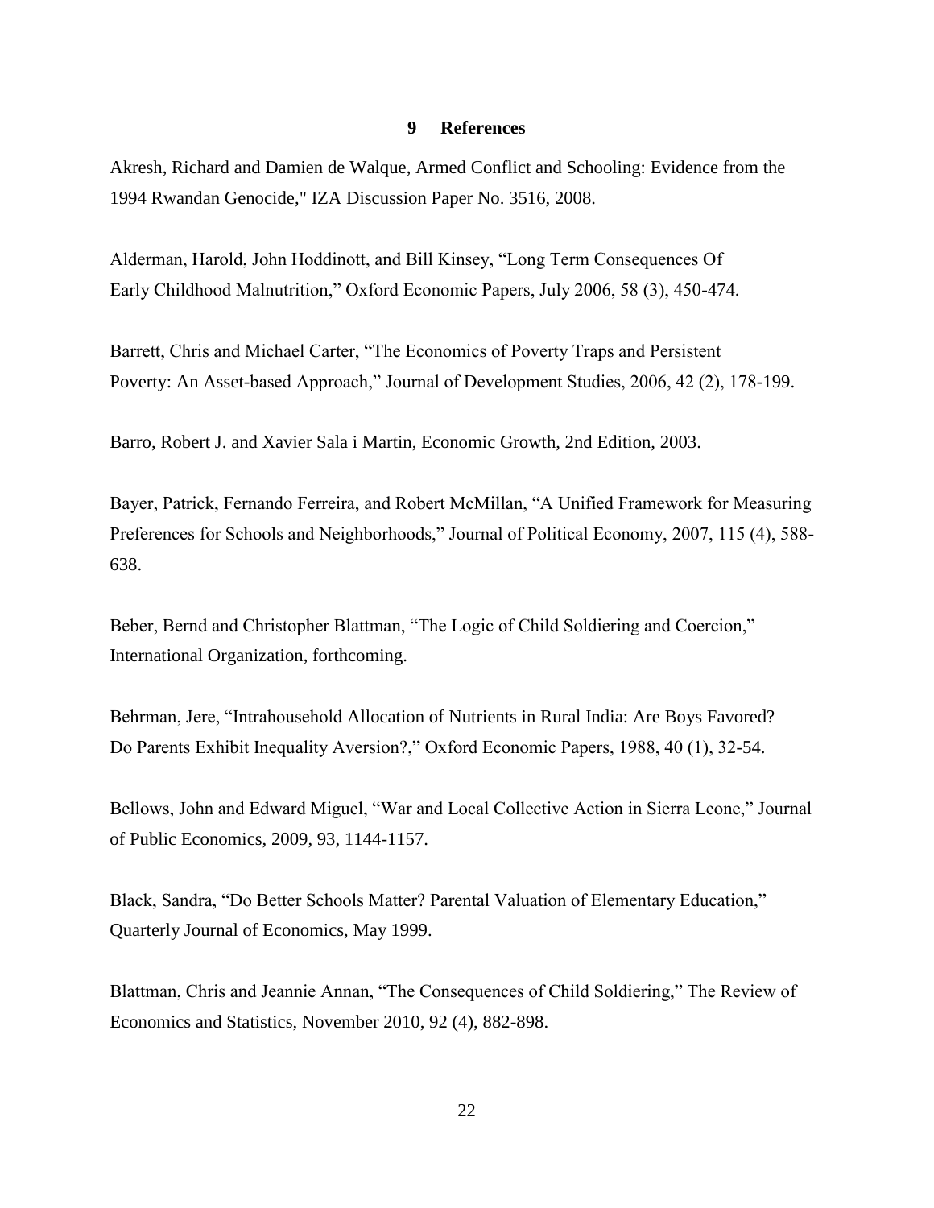## 9 References

Akresh, Richard and Damien de Walque, Armed Conflict and Schooling: Evidence from the 1994 Rwandan Genocide," IZA Discussion Paper No. 3516, 2008.

Alderman, Harold, John Hoddinott, and Bill Kinsey, "Long Term Consequences Of Early Childhood Malnutrition," Oxford Economic Papers, July 2006, 58 (3), 450-474.

Barrett, Chris and Michael Carter, "The Economics of Poverty Traps and Persistent Poverty: An Asset-based Approach," Journal of Development Studies, 2006, 42 (2), 178-199.

Barro, Robert J. and Xavier Sala i Martin, Economic Growth, 2nd Edition, 2003.

Bayer, Patrick, Fernando Ferreira, and Robert McMillan, "A Unified Framework for Measuring Preferences for Schools and Neighborhoods," Journal of Political Economy, 2007, 115 (4), 588-638.

Beber, Bernd and Christopher Blattman, "The Logic of Child Soldiering and Coercion," International Organization, forthcoming.

Behrman, Jere, "Intrahousehold Allocation of Nutrients in Rural India: Are Boys Favored? Do Parents Exhibit Inequality Aversion?," Oxford Economic Papers, 1988, 40 (1), 32-54.

Bellows, John and Edward Miguel, "War and Local Collective Action in Sierra Leone," Journal of Public Economics, 2009, 93, 1144-1157.

Black, Sandra, "Do Better Schools Matter? Parental Valuation of Elementary Education," Quarterly Journal of Economics, May 1999.

Blattman, Chris and Jeannie Annan, "The Consequences of Child Soldiering," The Review of Economics and Statistics, November 2010, 92 (4), 882-898.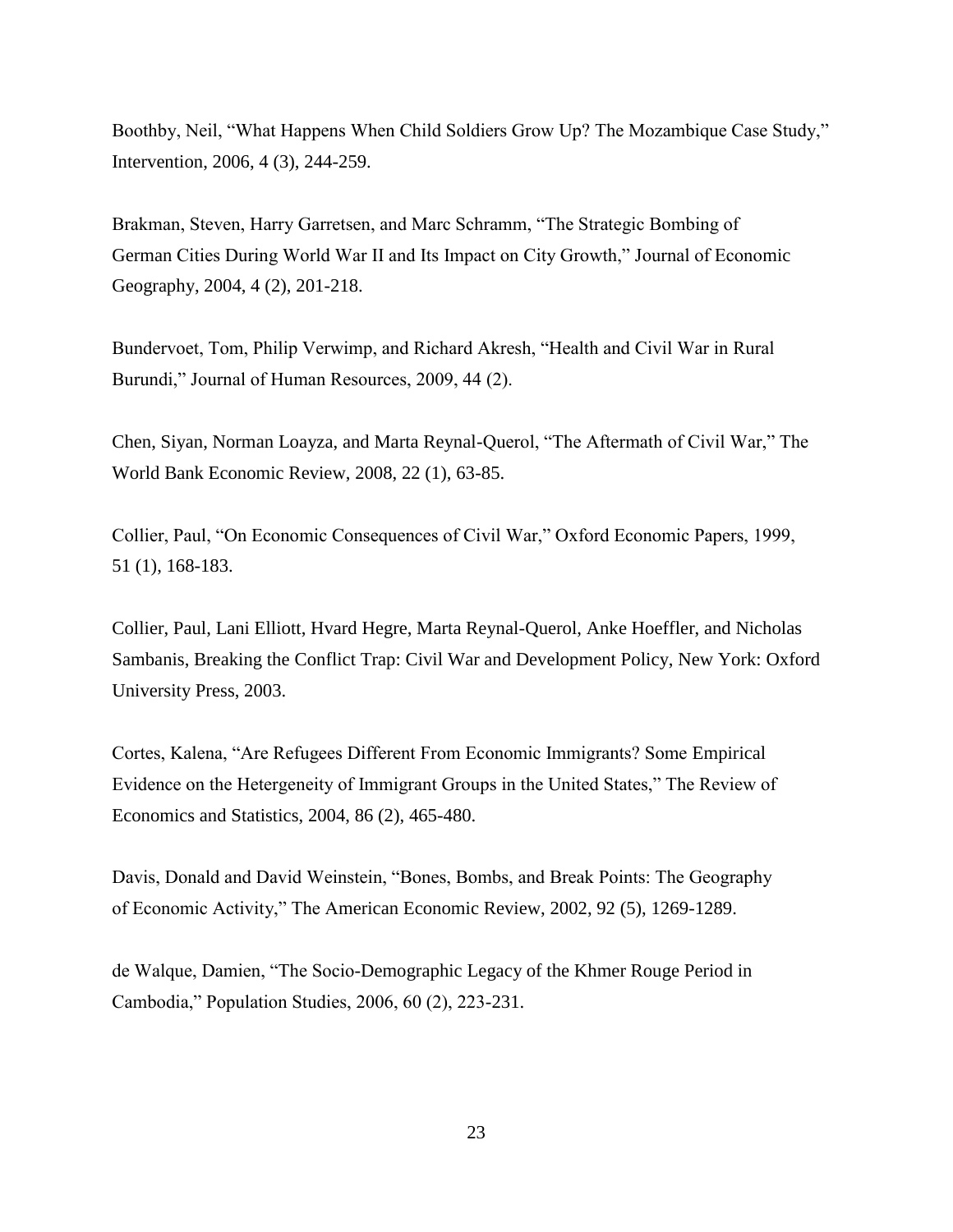Boothby, Neil, “What Happens When Child Soldiers Grow Up? The Mozambique Case Study,” Intervention, 2006, 4 (3), 244-259.

Brakman, Steven, Harry Garretsen, and Marc Schramm, “The Strategic Bombing of German Cities During World War II and Its Impact on City Growth,” Journal of Economic Geography, 2004, 4 (2), 201-218.

Bundervoet, Tom, Philip Verwimp, and Richard Akresh, “Health and Civil War in Rural Burundi,” Journal of Human Resources, 2009, 44 (2).

Chen, Siyan, Norman Loayza, and Marta Reynal-Querol, “The Aftermath of Civil War,” The World Bank Economic Review, 2008, 22 (1), 63-85.

Collier, Paul, “On Economic Consequences of Civil War,” Oxford Economic Papers, 1999, 51 (1), 168-183.

Collier, Paul, Lani Elliott, Hvard Hegre, Marta Reynal-Querol, Anke Hoeffler, and Nicholas Sambanis, Breaking the Conflict Trap: Civil War and Development Policy, New York: Oxford University Press, 2003.

Cortes, Kalena, “Are Refugees Different From Economic Immigrants? Some Empirical Evidence on the Hetergeneity of Immigrant Groups in the United States,” The Review of Economics and Statistics, 2004, 86 (2), 465-480.

Davis, Donald and David Weinstein, “Bones, Bombs, and Break Points: The Geography of Economic Activity,” The American Economic Review, 2002, 92 (5), 1269-1289.

de Walque, Damien, “The Socio-Demographic Legacy of the Khmer Rouge Period in Cambodia,” Population Studies, 2006, 60 (2), 223-231.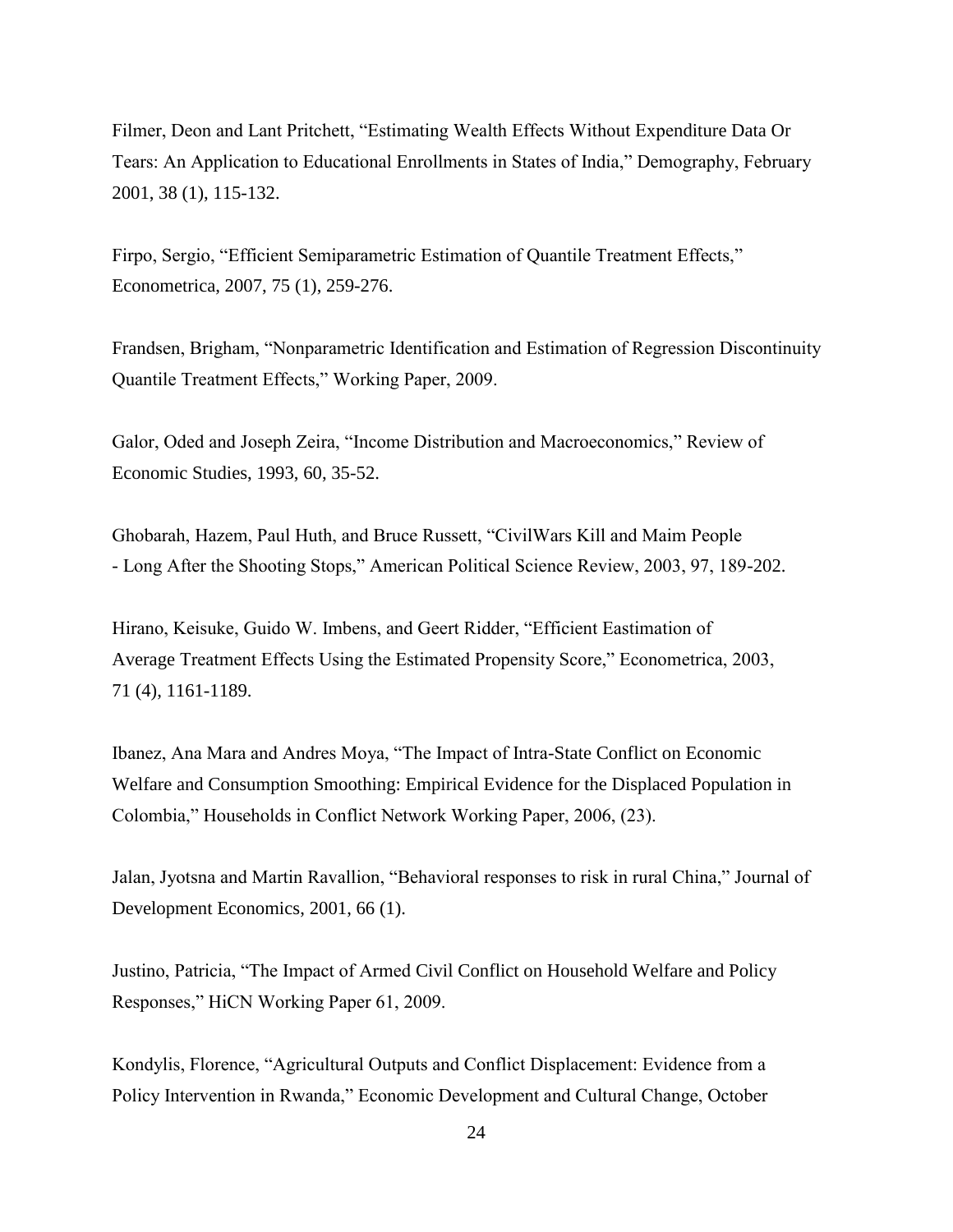Filmer, Deon and Lant Pritchett, "Estimating Wealth Effects Without Expenditure Data Or Tears: An Application to Educational Enrollments in States of India," Demography, February 2001, 38 (1), 115-132.

Firpo, Sergio, "Efficient Semiparametric Estimation of Quantile Treatment Effects," Econometrica, 2007, 75 (1), 259-276.

Frandsen, Brigham, "Nonparametric Identification and Estimation of Regression Discontinuity Quantile Treatment Effects," Working Paper, 2009.

Galor, Oded and Joseph Zeira, "Income Distribution and Macroeconomics," Review of Economic Studies, 1993, 60, 35-52.

Ghobarah, Hazem, Paul Huth, and Bruce Russett, "CivilWars Kill and Maim People - Long After the Shooting Stops," American Political Science Review, 2003, 97, 189-202.

Hirano, Keisuke, Guido W. Imbens, and Geert Ridder, "Efficient Eastimation of Average Treatment Effects Using the Estimated Propensity Score," Econometrica, 2003, 71 (4), 1161-1189.

Ibanez, Ana Mara and Andres Moya, "The Impact of Intra-State Conflict on Economic Welfare and Consumption Smoothing: Empirical Evidence for the Displaced Population in Colombia," Households in Conflict Network Working Paper, 2006, (23).

Jalan, Jyotsna and Martin Ravallion, "Behavioral responses to risk in rural China," Journal of Development Economics, 2001, 66 (1).

Justino, Patricia, "The Impact of Armed Civil Conflict on Household Welfare and Policy Responses," HiCN Working Paper 61, 2009.

Kondylis, Florence, "Agricultural Outputs and Conflict Displacement: Evidence from a Policy Intervention in Rwanda," Economic Development and Cultural Change, October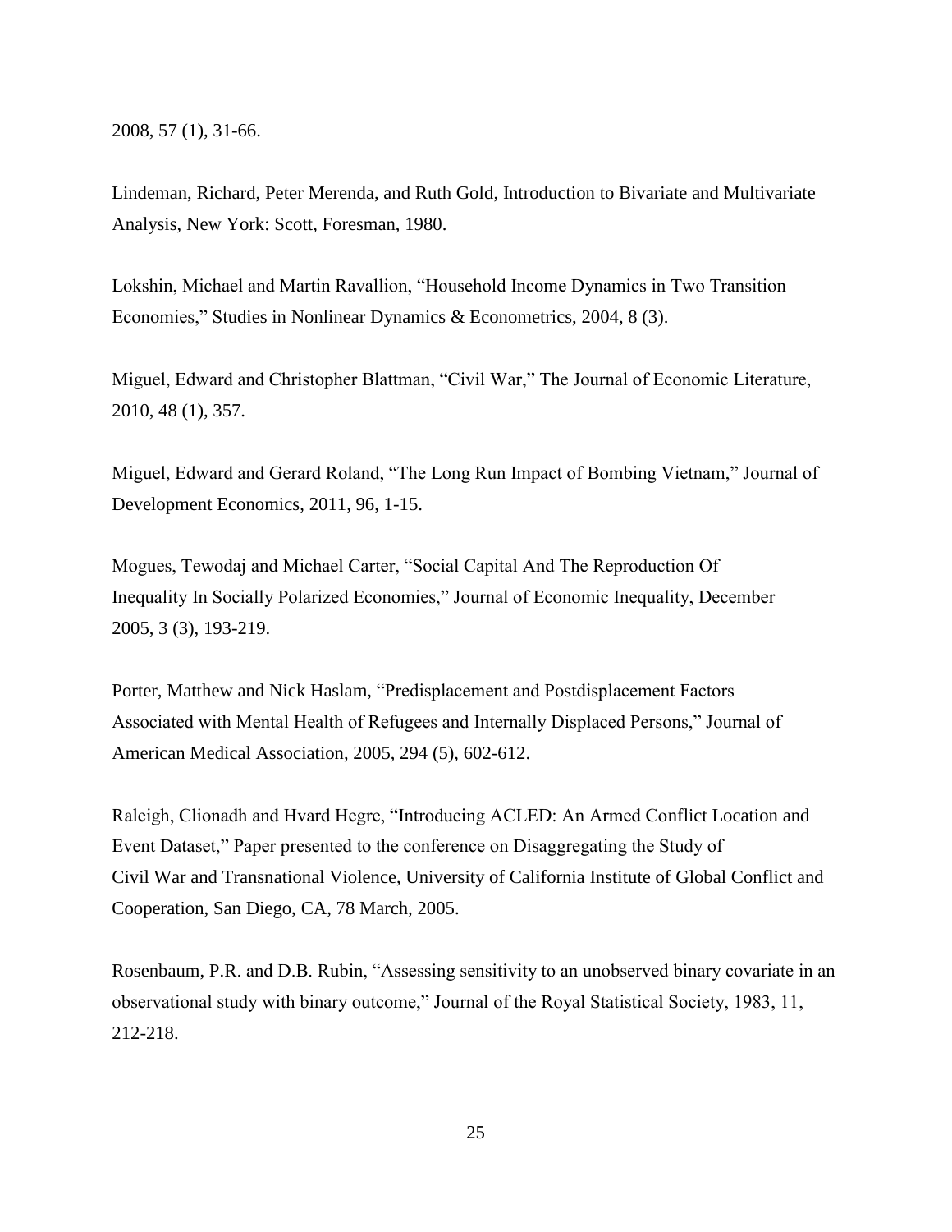2008, 57 (1), 31-66.

Lindeman, Richard, Peter Merenda, and Ruth Gold, Introduction to Bivariate and Multivariate Analysis, New York: Scott, Foresman, 1980.

Lokshin, Michael and Martin Ravallion, "Household Income Dynamics in Two Transition Economies," Studies in Nonlinear Dynamics & Econometrics, 2004, 8 (3).

Miguel, Edward and Christopher Blattman, "Civil War," The Journal of Economic Literature, 2010, 48 (1), 357.

Miguel, Edward and Gerard Roland, "The Long Run Impact of Bombing Vietnam," Journal of Development Economics, 2011, 96, 1-15.

Mogues, Tewodaj and Michael Carter, "Social Capital And The Reproduction Of Inequality In Socially Polarized Economies," Journal of Economic Inequality, December 2005, 3 (3), 193-219.

Porter, Matthew and Nick Haslam, "Predisplacement and Postdisplacement Factors Associated with Mental Health of Refugees and Internally Displaced Persons," Journal of American Medical Association, 2005, 294 (5), 602-612.

Raleigh, Clionadh and Hvard Hegre, "Introducing ACLED: An Armed Conflict Location and Event Dataset," Paper presented to the conference on Disaggregating the Study of Civil War and Transnational Violence, University of California Institute of Global Conflict and Cooperation, San Diego, CA, 78 March, 2005.

Rosenbaum, P.R. and D.B. Rubin, "Assessing sensitivity to an unobserved binary covariate in an observational study with binary outcome," Journal of the Royal Statistical Society, 1983, 11, 212-218.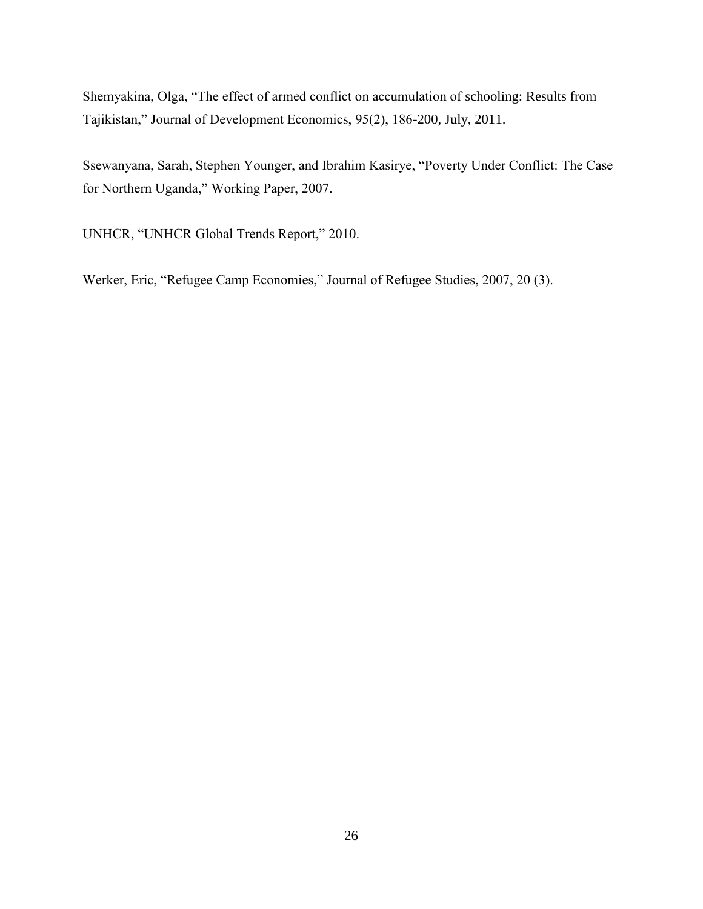Shemyakina, Olga, “The effect of armed conflict on accumulation of schooling: Results from Tajikistan,” Journal of Development Economics, 95(2), 186-200, July, 2011.

Ssewanyana, Sarah, Stephen Younger, and Ibrahim Kasirye, “Poverty Under Conflict: The Case for Northern Uganda,” Working Paper, 2007.

UNHCR, “UNHCR Global Trends Report,” 2010.

Werker, Eric, “Refugee Camp Economies,” Journal of Refugee Studies, 2007, 20 (3).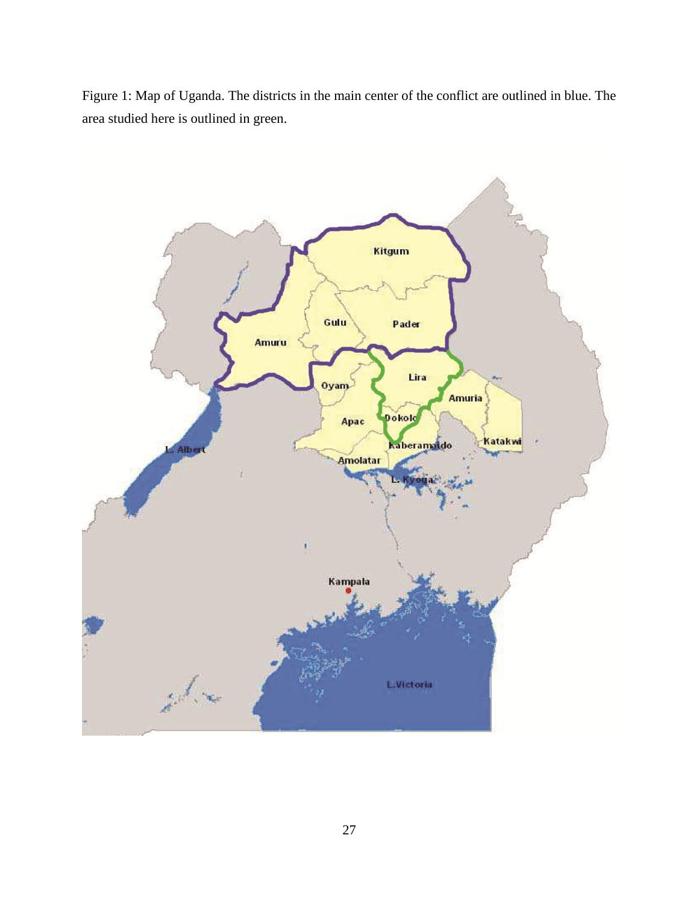Figure 1: Map of Uganda. The districts in the main center of the conflict are outlined in blue. The area studied here is outlined in green.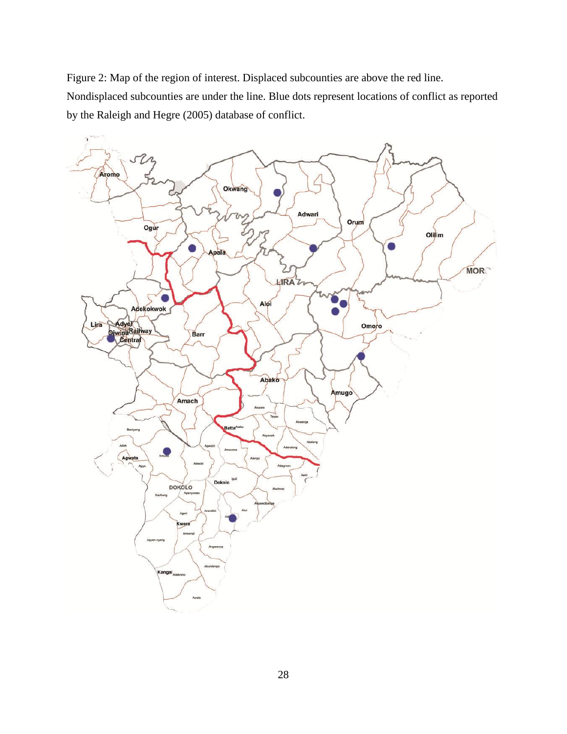Figure 2: Map of the region of interest. Displaced subcounties are above the red line. Nondisplaced subcounties are under the line. Blue dots represent locations of conflict as reported by the Raleigh and Hegre (2005) database of conflict.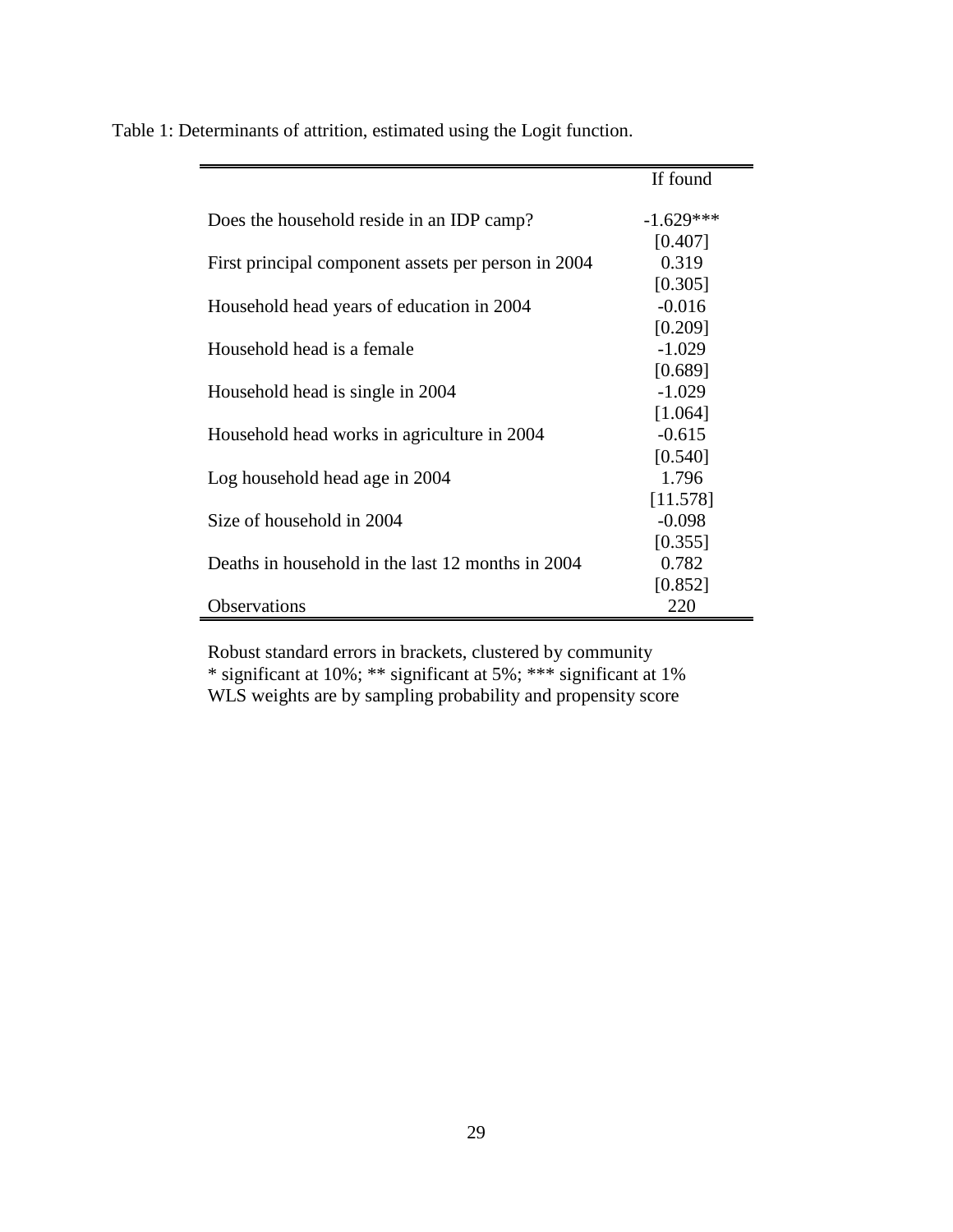Table 1: Determinants of attrition, estimated using the Logit function.

| | If found |
|---|---|
| Does the household reside in an IDP camp? | -1.629*** |
| | [0.407] |
| First principal component assets per person in 2004 | 0.319 |
| | [0.305] |
| Household head years of education in 2004 | -0.016 |
| | [0.209] |
| Household head is a female | -1.029 |
| | [0.689] |
| Household head is single in 2004 | -1.029 |
| | [1.064] |
| Household head works in agriculture in 2004 | -0.615 |
| | [0.540] |
| Log household head age in 2004 | 1.796 |
| | [11.578] |
| Size of household in 2004 | -0.098 |
| | [0.355] |
| Deaths in household in the last 12 months in 2004 | 0.782 |
| | [0.852] |
| Observations | 220 |

Robust standard errors in brackets, clustered by community
* significant at 10%; ** significant at 5%; *** significant at 1%
WLS weights are by sampling probability and propensity score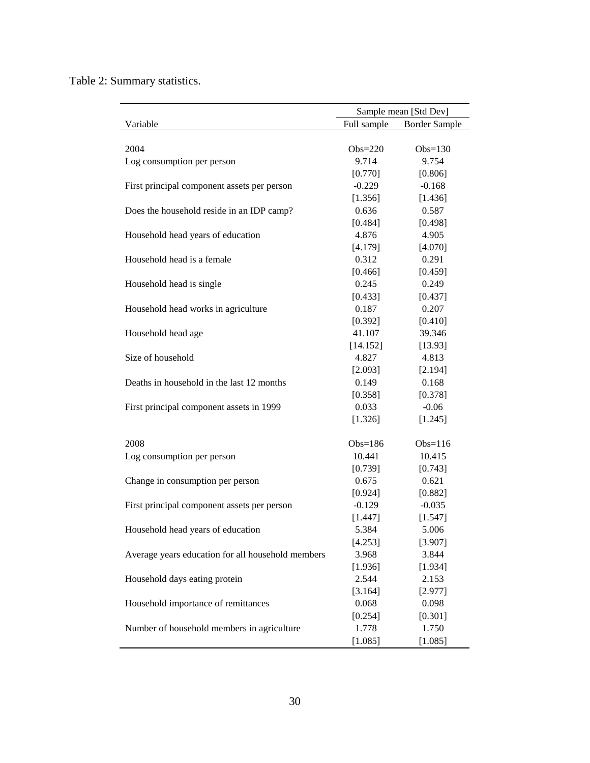Table 2: Summary statistics.

| | Sample mean [Std Dev] | |
|---|---|---|
| Variable | Full sample | Border Sample |
| 2004 | Obs=220 | Obs=130 |
| Log consumption per person | 9.714 | 9.754 |
| | [0.770] | [0.806] |
| First principal component assets per person | -0.229 | -0.168 |
| | [1.356] | [1.436] |
| Does the household reside in an IDP camp? | 0.636 | 0.587 |
| | [0.484] | [0.498] |
| Household head years of education | 4.876 | 4.905 |
| | [4.179] | [4.070] |
| Household head is a female | 0.312 | 0.291 |
| | [0.466] | [0.459] |
| Household head is single | 0.245 | 0.249 |
| | [0.433] | [0.437] |
| Household head works in agriculture | 0.187 | 0.207 |
| | [0.392] | [0.410] |
| Household head age | 41.107 | 39.346 |
| | [14.152] | [13.93] |
| Size of household | 4.827 | 4.813 |
| | [2.093] | [2.194] |
| Deaths in household in the last 12 months | 0.149 | 0.168 |
| | [0.358] | [0.378] |
| First principal component assets in 1999 | 0.033 | -0.06 |
| | [1.326] | [1.245] |
| 2008 | Obs=186 | Obs=116 |
| Log consumption per person | 10.441 | 10.415 |
| | [0.739] | [0.743] |
| Change in consumption per person | 0.675 | 0.621 |
| | [0.924] | [0.882] |
| First principal component assets per person | -0.129 | -0.035 |
| | [1.447] | [1.547] |
| Household head years of education | 5.384 | 5.006 |
| | [4.253] | [3.907] |
| Average years education for all household members | 3.968 | 3.844 |
| | [1.936] | [1.934] |
| Household days eating protein | 2.544 | 2.153 |
| | [3.164] | [2.977] |
| Household importance of remittances | 0.068 | 0.098 |
| | [0.254] | [0.301] |
| Number of household members in agriculture | 1.778 | 1.750 |
| | [1.085] | [1.085] |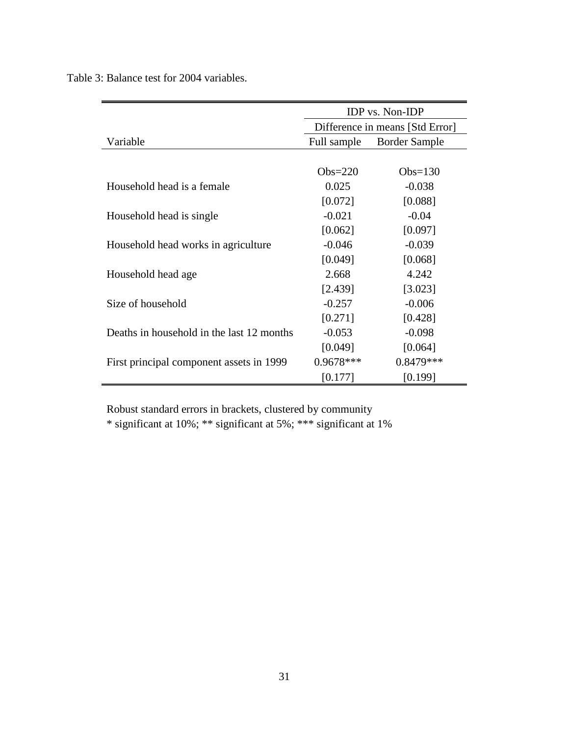Table 3: Balance test for 2004 variables.

| | IDP vs. Non-IDP | |
|---|---|---|
| | Difference in means [Std Error] | |
| Variable | Full sample | Border Sample |
| | Obs=220 | Obs=130 |
| Household head is a female | 0.025 | -0.038 |
| | [0.072] | [0.088] |
| Household head is single | -0.021 | -0.04 |
| | [0.062] | [0.097] |
| Household head works in agriculture | -0.046 | -0.039 |
| | [0.049] | [0.068] |
| Household head age | 2.668 | 4.242 |
| | [2.439] | [3.023] |
| Size of household | -0.257 | -0.006 |
| | [0.271] | [0.428] |
| Deaths in household in the last 12 months | -0.053 | -0.098 |
| | [0.049] | [0.064] |
| First principal component assets in 1999 | 0.9678*** | 0.8479*** |
| | [0.177] | [0.199] |

Robust standard errors in brackets, clustered by community
* significant at 10%; ** significant at 5%; *** significant at 1%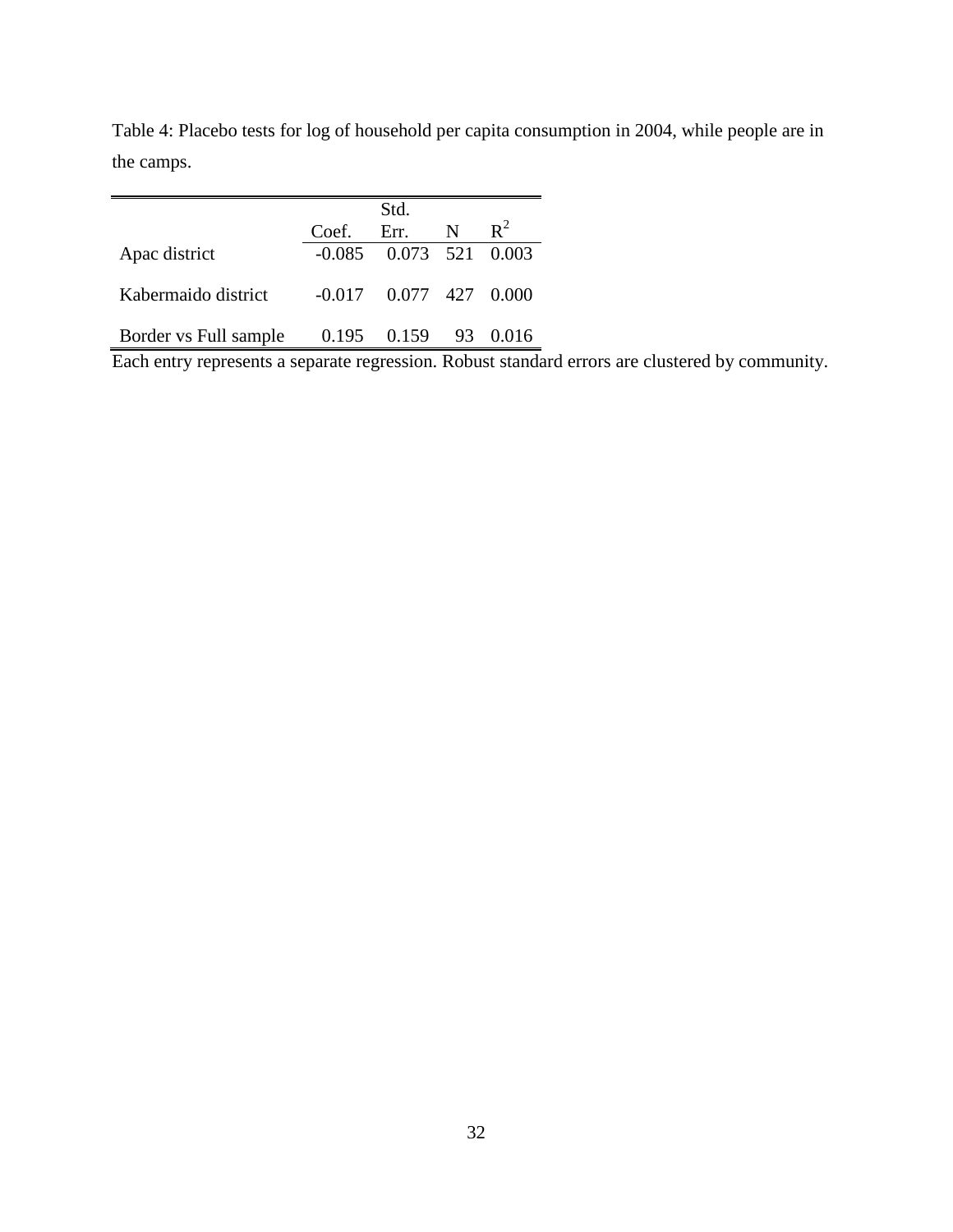Table 4: Placebo tests for log of household per capita consumption in 2004, while people are in the camps.

| | Coef. | Std. Err. | N | $R^2$ |
|---|---|---|---|---|
| Apac district | -0.085 | 0.073 | 521 | 0.003 |
| Kabermaido district | -0.017 | 0.077 | 427 | 0.000 |
| Border vs Full sample | 0.195 | 0.159 | 93 | 0.016 |

Each entry represents a separate regression. Robust standard errors are clustered by community.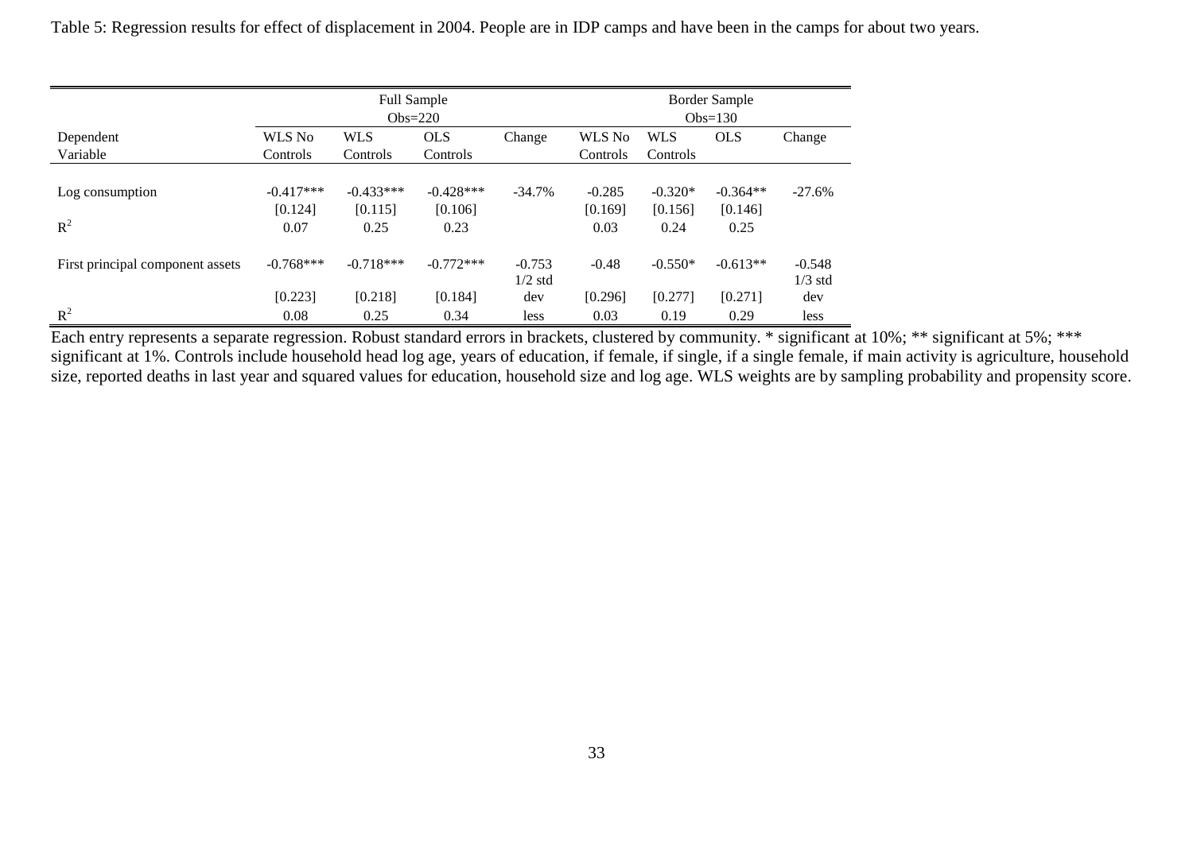Table 5: Regression results for effect of displacement in 2004. People are in IDP camps and have been in the camps for about two years.

| Dependent Variable | Full Sample Obs=220 | | | | Border Sample Obs=130 | | | |
|---|---|---|---|---|---|---|---|---|
| | WLS No Controls | WLS Controls | OLS Controls | Change | WLS No Controls | WLS Controls | OLS | Change |
| Log consumption | -0.417*** | -0.433*** | -0.428*** | -34.7% | -0.285 | -0.320* | -0.364** | -27.6% |
| | [0.124] | [0.115] | [0.106] | | [0.169] | [0.156] | [0.146] | |
| $R^2$ | 0.07 | 0.25 | 0.23 | | 0.03 | 0.24 | 0.25 | |
| First principal component assets | -0.768*** | -0.718*** | -0.772*** | -0.753 1/2 std dev less | -0.48 | -0.550* | -0.613** | -0.548 1/3 std dev less |
| | [0.223] | [0.218] | [0.184] | | [0.296] | [0.277] | [0.271] | |
| $R^2$ | 0.08 | 0.25 | 0.34 | | 0.03 | 0.19 | 0.29 | |

Each entry represents a separate regression. Robust standard errors in brackets, clustered by community. * significant at 10%; ** significant at 5%; *** significant at 1%. Controls include household head log age, years of education, if female, if single, if a single female, if main activity is agriculture, household size, reported deaths in last year and squared values for education, household size and log age. WLS weights are by sampling probability and propensity score.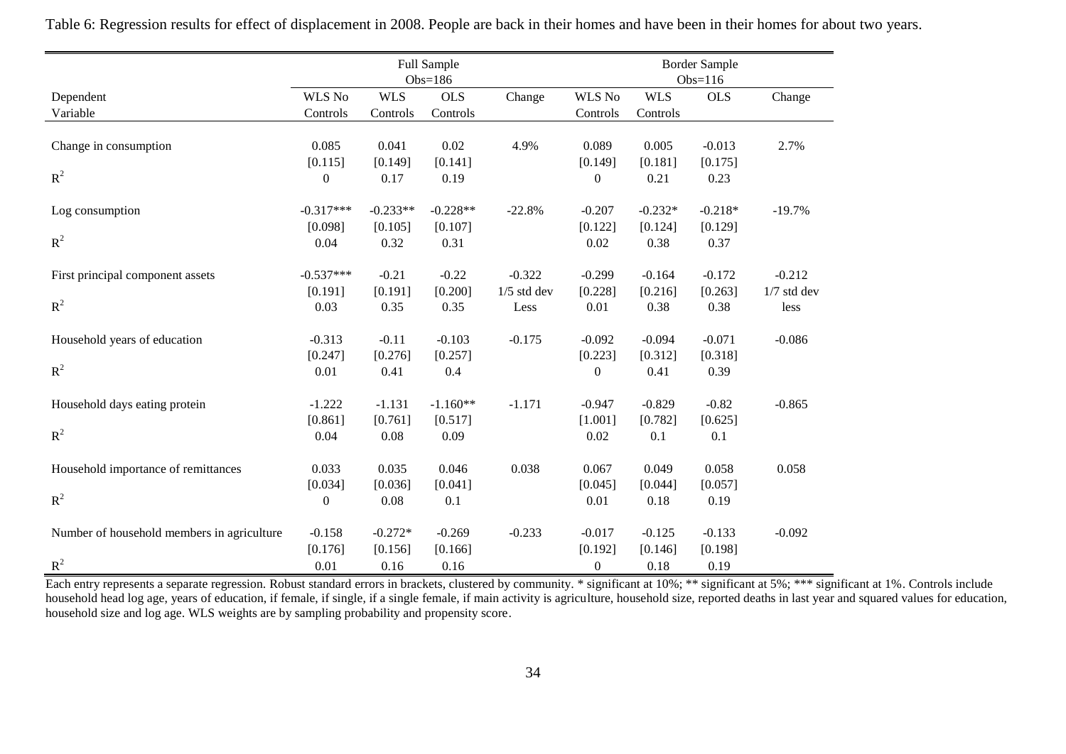Table 6: Regression results for effect of displacement in 2008. People are back in their homes and have been in their homes for about two years.

| | Full Sample Obs=186 | | | | Border Sample Obs=116 | | | |
|---|---|---|---|---|---|---|---|---|
| Dependent Variable | WLS No Controls | WLS Controls | OLS Controls | Change | WLS No Controls | WLS Controls | OLS | Change |
| Change in consumption | 0.085 | 0.041 | 0.02 | 4.9% | 0.089 | 0.005 | -0.013 | 2.7% |
| | [0.115] | [0.149] | [0.141] | | [0.149] | [0.181] | [0.175] | |
| $R^2$ | 0 | 0.17 | 0.19 | | 0 | 0.21 | 0.23 | |
| Log consumption | -0.317*** | -0.233** | -0.228** | -22.8% | -0.207 | -0.232* | -0.218* | -19.7% |
| | [0.098] | [0.105] | [0.107] | | [0.122] | [0.124] | [0.129] | |
| $R^2$ | 0.04 | 0.32 | 0.31 | | 0.02 | 0.38 | 0.37 | |
| First principal component assets | -0.537*** | -0.21 | -0.22 | -0.322 | -0.299 | -0.164 | -0.172 | -0.212 |
| | [0.191] | [0.191] | [0.200] | 1/5 std dev | [0.228] | [0.216] | [0.263] | 1/7 std dev |
| $R^2$ | 0.03 | 0.35 | 0.35 | Less | 0.01 | 0.38 | 0.38 | less |
| Household years of education | -0.313 | -0.11 | -0.103 | -0.175 | -0.092 | -0.094 | -0.071 | -0.086 |
| | [0.247] | [0.276] | [0.257] | | [0.223] | [0.312] | [0.318] | |
| $R^2$ | 0.01 | 0.41 | 0.4 | | 0 | 0.41 | 0.39 | |
| Household days eating protein | -1.222 | -1.131 | -1.160** | -1.171 | -0.947 | -0.829 | -0.82 | -0.865 |
| | [0.861] | [0.761] | [0.517] | | [1.001] | [0.782] | [0.625] | |
| $R^2$ | 0.04 | 0.08 | 0.09 | | 0.02 | 0.1 | 0.1 | |
| Household importance of remittances | 0.033 | 0.035 | 0.046 | 0.038 | 0.067 | 0.049 | 0.058 | 0.058 |
| | [0.034] | [0.036] | [0.041] | | [0.045] | [0.044] | [0.057] | |
| $R^2$ | 0 | 0.08 | 0.1 | | 0.01 | 0.18 | 0.19 | |
| Number of household members in agriculture | -0.158 | -0.272* | -0.269 | -0.233 | -0.017 | -0.125 | -0.133 | -0.092 |
| | [0.176] | [0.156] | [0.166] | | [0.192] | [0.146] | [0.198] | |
| $R^2$ | 0.01 | 0.16 | 0.16 | | 0 | 0.18 | 0.19 | |

Each entry represents a separate regression. Robust standard errors in brackets, clustered by community. * significant at 10%; ** significant at 5%; *** significant at 1%. Controls include household head log age, years of education, if female, if single, if a single female, if main activity is agriculture, household size, reported deaths in last year and squared values for education, household size and log age. WLS weights are by sampling probability and propensity score.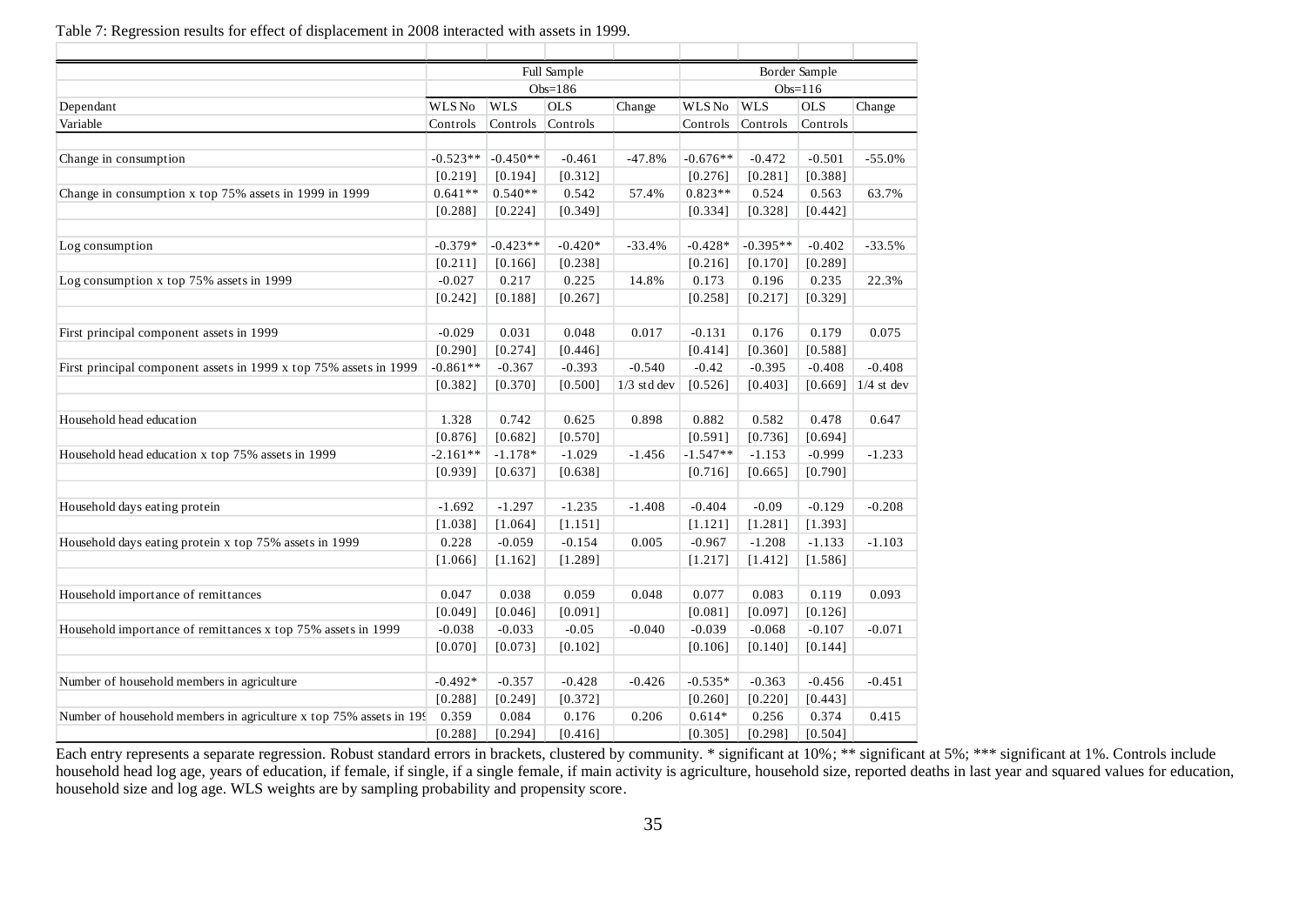Table 7: Regression results for effect of displacement in 2008 interacted with assets in 1999.

| | Full Sample | | | | Border Sample | | | |
|---|---|---|---|---|---|---|---|---|
| | Obs=186 | | | | Obs=116 | | | |
| Dependant Variable | WLS No Controls | WLS Controls | OLS Controls | Change | WLS No Controls | WLS Controls | OLS Controls | Change |
| Change in consumption | -0.523** | -0.450** | -0.461 | -47.8% | -0.676** | -0.472 | -0.501 | -55.0% |
| | [0.219] | [0.194] | [0.312] | | [0.276] | [0.281] | [0.388] | |
| Change in consumption x top 75% assets in 1999 in 1999 | 0.641** | 0.540** | 0.542 | 57.4% | 0.823** | 0.524 | 0.563 | 63.7% |
| | [0.288] | [0.224] | [0.349] | | [0.334] | [0.328] | [0.442] | |
| Log consumption | -0.379* | -0.423** | -0.420* | -33.4% | -0.428* | -0.395** | -0.402 | -33.5% |
| | [0.211] | [0.166] | [0.238] | | [0.216] | [0.170] | [0.289] | |
| Log consumption x top 75% assets in 1999 | -0.027 | 0.217 | 0.225 | 14.8% | 0.173 | 0.196 | 0.235 | 22.3% |
| | [0.242] | [0.188] | [0.267] | | [0.258] | [0.217] | [0.329] | |
| First principal component assets in 1999 | -0.029 | 0.031 | 0.048 | 0.017 | -0.131 | 0.176 | 0.179 | 0.075 |
| | [0.290] | [0.274] | [0.446] | | [0.414] | [0.360] | [0.588] | |
| First principal component assets in 1999 x top 75% assets in 1999 | -0.861** | -0.367 | -0.393 | -0.540 | -0.42 | -0.395 | -0.408 | -0.408 |
| | [0.382] | [0.370] | [0.500] | 1/3 std dev | [0.526] | [0.403] | [0.669] | 1/4 st dev |
| Household head education | 1.328 | 0.742 | 0.625 | 0.898 | 0.882 | 0.582 | 0.478 | 0.647 |
| | [0.876] | [0.682] | [0.570] | | [0.591] | [0.736] | [0.694] | |
| Household head education x top 75% assets in 1999 | -2.161** | -1.178* | -1.029 | -1.456 | -1.547** | -1.153 | -0.999 | -1.233 |
| | [0.939] | [0.637] | [0.638] | | [0.716] | [0.665] | [0.790] | |
| Household days eating protein | -1.692 | -1.297 | -1.235 | -1.408 | -0.404 | -0.09 | -0.129 | -0.208 |
| | [1.038] | [1.064] | [1.151] | | [1.121] | [1.281] | [1.393] | |
| Household days eating protein x top 75% assets in 1999 | 0.228 | -0.059 | -0.154 | 0.005 | -0.967 | -1.208 | -1.133 | -1.103 |
| | [1.066] | [1.162] | [1.289] | | [1.217] | [1.412] | [1.586] | |
| Household importance of remittances | 0.047 | 0.038 | 0.059 | 0.048 | 0.077 | 0.083 | 0.119 | 0.093 |
| | [0.049] | [0.046] | [0.091] | | [0.081] | [0.097] | [0.126] | |
| Household importance of remittances x top 75% assets in 1999 | -0.038 | -0.033 | -0.05 | -0.040 | -0.039 | -0.068 | -0.107 | -0.071 |
| | [0.070] | [0.073] | [0.102] | | [0.106] | [0.140] | [0.144] | |
| Number of household members in agriculture | -0.492* | -0.357 | -0.428 | -0.426 | -0.535* | -0.363 | -0.456 | -0.451 |
| | [0.288] | [0.249] | [0.372] | | [0.260] | [0.220] | [0.443] | |
| Number of household members in agriculture x top 75% assets in 199 | 0.359 | 0.084 | 0.176 | 0.206 | 0.614* | 0.256 | 0.374 | 0.415 |
| | [0.288] | [0.294] | [0.416] | | [0.305] | [0.298] | [0.504] | |

Each entry represents a separate regression. Robust standard errors in brackets, clustered by community. * significant at 10%; ** significant at 5%; *** significant at 1%. Controls include household head log age, years of education, if female, if single, if a single female, if main activity is agriculture, household size, reported deaths in last year and squared values for education, household size and log age. WLS weights are by sampling probability and propensity score.